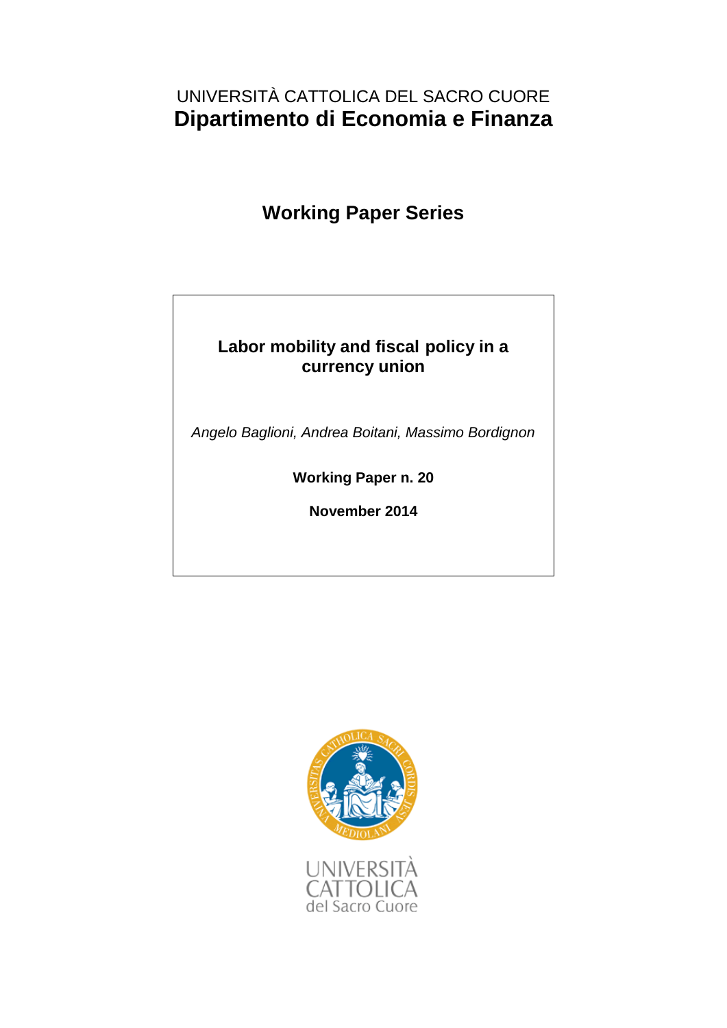UNIVERSITÀ CATTOLICA DEL SACRO CUORE

# Dipartimento di Economia e Finanza

## Working Paper Series

**Labor mobility and fiscal policy in a currency union**

*Angelo Baglioni, Andrea Boitani, Massimo Bordignon*

**Working Paper n. 20**

**November 2014**

UNIVERSITÀ CATTOLICA del Sacro Cuore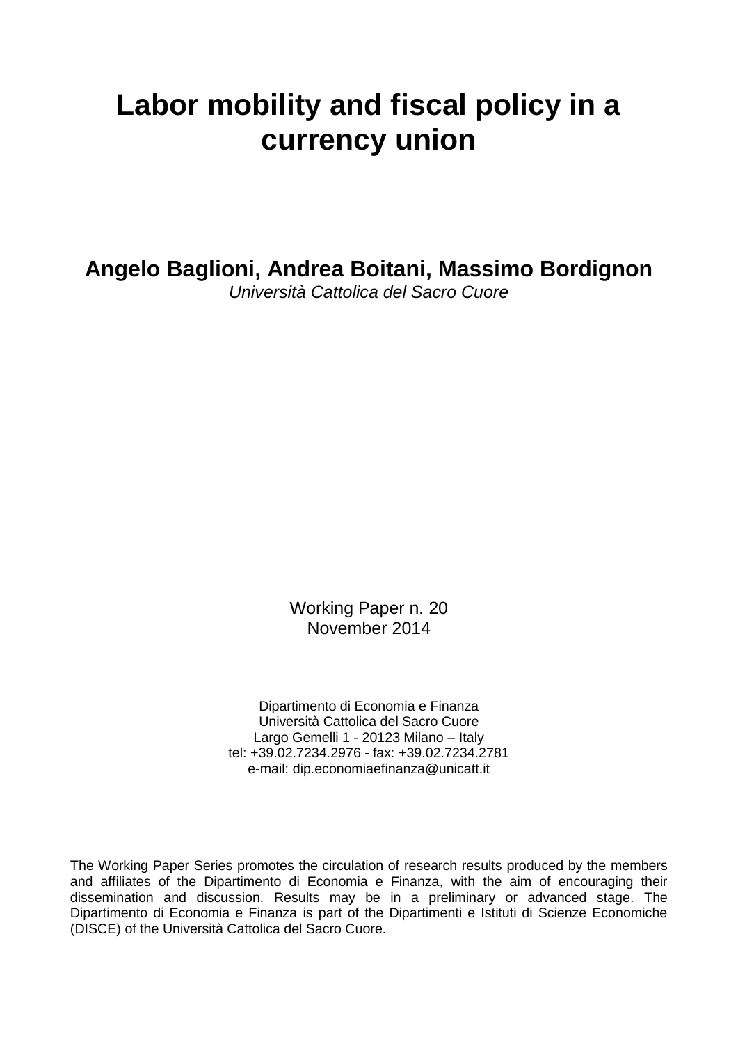# Labor mobility and fiscal policy in a currency union

**Angelo Baglioni, Andrea Boitani, Massimo Bordignon**
*Università Cattolica del Sacro Cuore*

Working Paper n. 20
November 2014

Dipartimento di Economia e Finanza
Università Cattolica del Sacro Cuore
Largo Gemelli 1 - 20123 Milano – Italy
tel: +39.02.7234.2976 - fax: +39.02.7234.2781
e-mail: dip.economiaefinanza@unicatt.it

The Working Paper Series promotes the circulation of research results produced by the members and affiliates of the Dipartimento di Economia e Finanza, with the aim of encouraging their dissemination and discussion. Results may be in a preliminary or advanced stage. The Dipartimento di Economia e Finanza is part of the Dipartimenti e Istituti di Scienze Economiche (DISCE) of the Università Cattolica del Sacro Cuore.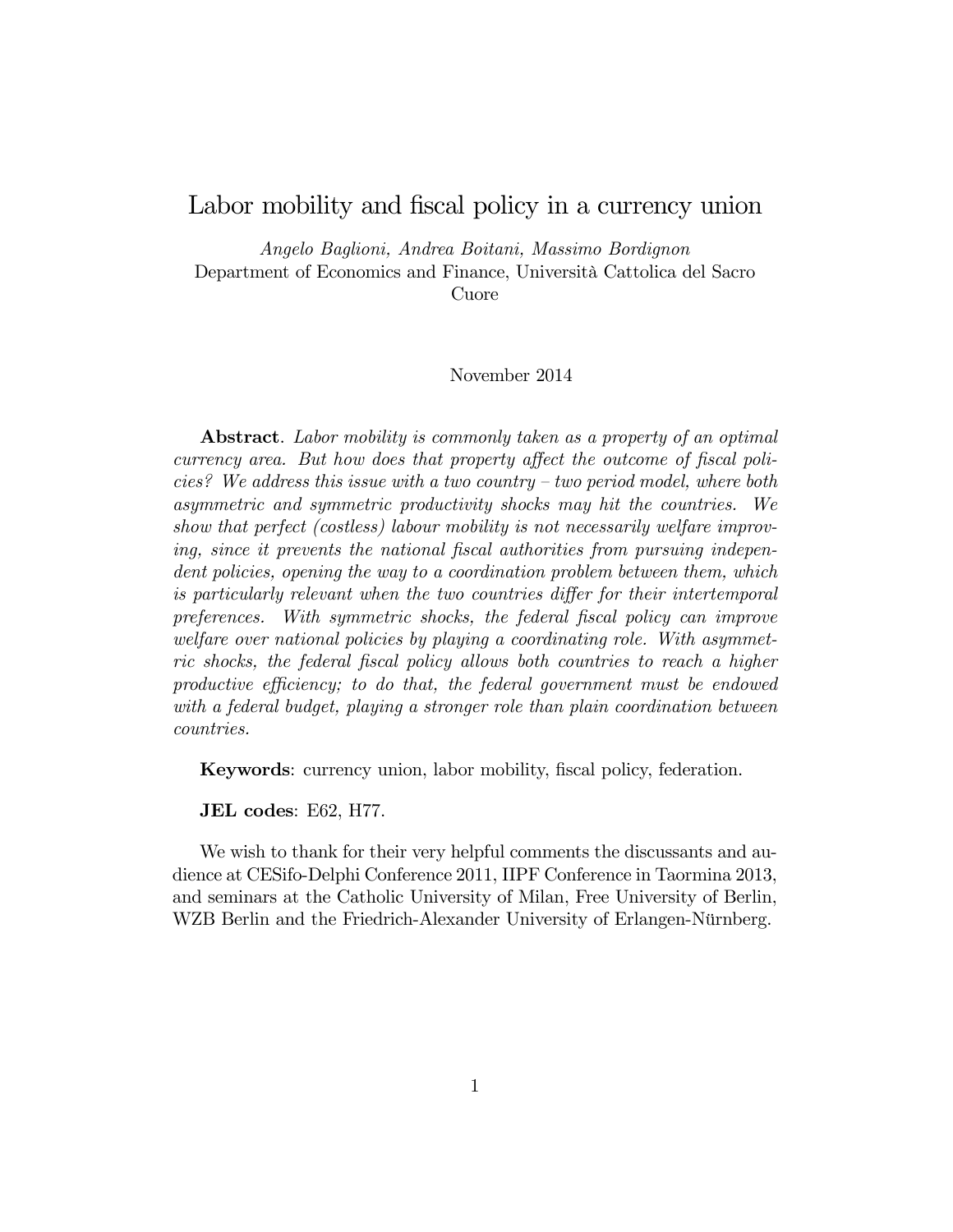# Labor mobility and fiscal policy in a currency union

*Angelo Baglioni, Andrea Boitani, Massimo Bordignon*
Department of Economics and Finance, Università Cattolica del Sacro Cuore

November 2014

**Abstract**. *Labor mobility is commonly taken as a property of an optimal currency area. But how does that property affect the outcome of fiscal policies? We address this issue with a two country – two period model, where both asymmetric and symmetric productivity shocks may hit the countries. We show that perfect (costless) labour mobility is not necessarily welfare improving, since it prevents the national fiscal authorities from pursuing independent policies, opening the way to a coordination problem between them, which is particularly relevant when the two countries differ for their intertemporal preferences. With symmetric shocks, the federal fiscal policy can improve welfare over national policies by playing a coordinating role. With asymmetric shocks, the federal fiscal policy allows both countries to reach a higher productive efficiency; to do that, the federal government must be endowed with a federal budget, playing a stronger role than plain coordination between countries.*

**Keywords**: currency union, labor mobility, fiscal policy, federation.

**JEL codes**: E62, H77.

We wish to thank for their very helpful comments the discussants and audience at CESifo-Delphi Conference 2011, IIPF Conference in Taormina 2013, and seminars at the Catholic University of Milan, Free University of Berlin, WZB Berlin and the Friedrich-Alexander University of Erlangen-Nürnberg.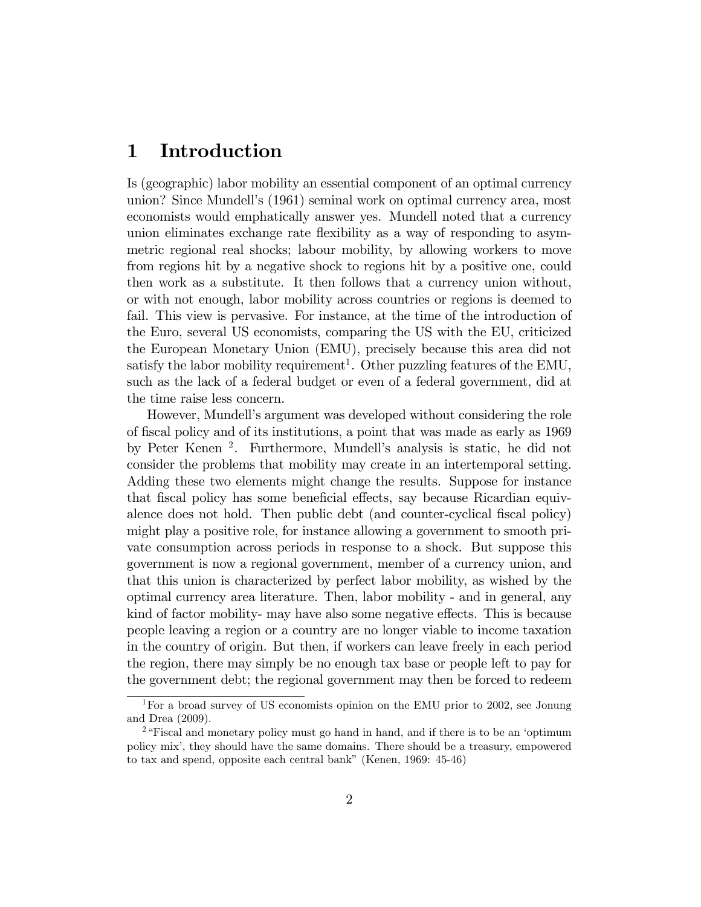# 1 Introduction

Is (geographic) labor mobility an essential component of an optimal currency union? Since Mundell's (1961) seminal work on optimal currency area, most economists would emphatically answer yes. Mundell noted that a currency union eliminates exchange rate flexibility as a way of responding to asymmetric regional real shocks; labour mobility, by allowing workers to move from regions hit by a negative shock to regions hit by a positive one, could then work as a substitute. It then follows that a currency union without, or with not enough, labor mobility across countries or regions is deemed to fail. This view is pervasive. For instance, at the time of the introduction of the Euro, several US economists, comparing the US with the EU, criticized the European Monetary Union (EMU), precisely because this area did not satisfy the labor mobility requirement[1]. Other puzzling features of the EMU, such as the lack of a federal budget or even of a federal government, did at the time raise less concern.

However, Mundell's argument was developed without considering the role of fiscal policy and of its institutions, a point that was made as early as 1969 by Peter Kenen [2]. Furthermore, Mundell's analysis is static, he did not consider the problems that mobility may create in an intertemporal setting. Adding these two elements might change the results. Suppose for instance that fiscal policy has some beneficial effects, say because Ricardian equivalence does not hold. Then public debt (and counter-cyclical fiscal policy) might play a positive role, for instance allowing a government to smooth private consumption across periods in response to a shock. But suppose this government is now a regional government, member of a currency union, and that this union is characterized by perfect labor mobility, as wished by the optimal currency area literature. Then, labor mobility - and in general, any kind of factor mobility- may have also some negative effects. This is because people leaving a region or a country are no longer viable to income taxation in the country of origin. But then, if workers can leave freely in each period the region, there may simply be no enough tax base or people left to pay for the government debt; the regional government may then be forced to redeem

[1] For a broad survey of US economists opinion on the EMU prior to 2002, see Jonung and Drea (2009).

[2] "Fiscal and monetary policy must go hand in hand, and if there is to be an 'optimum policy mix', they should have the same domains. There should be a treasury, empowered to tax and spend, opposite each central bank" (Kenen, 1969: 45-46)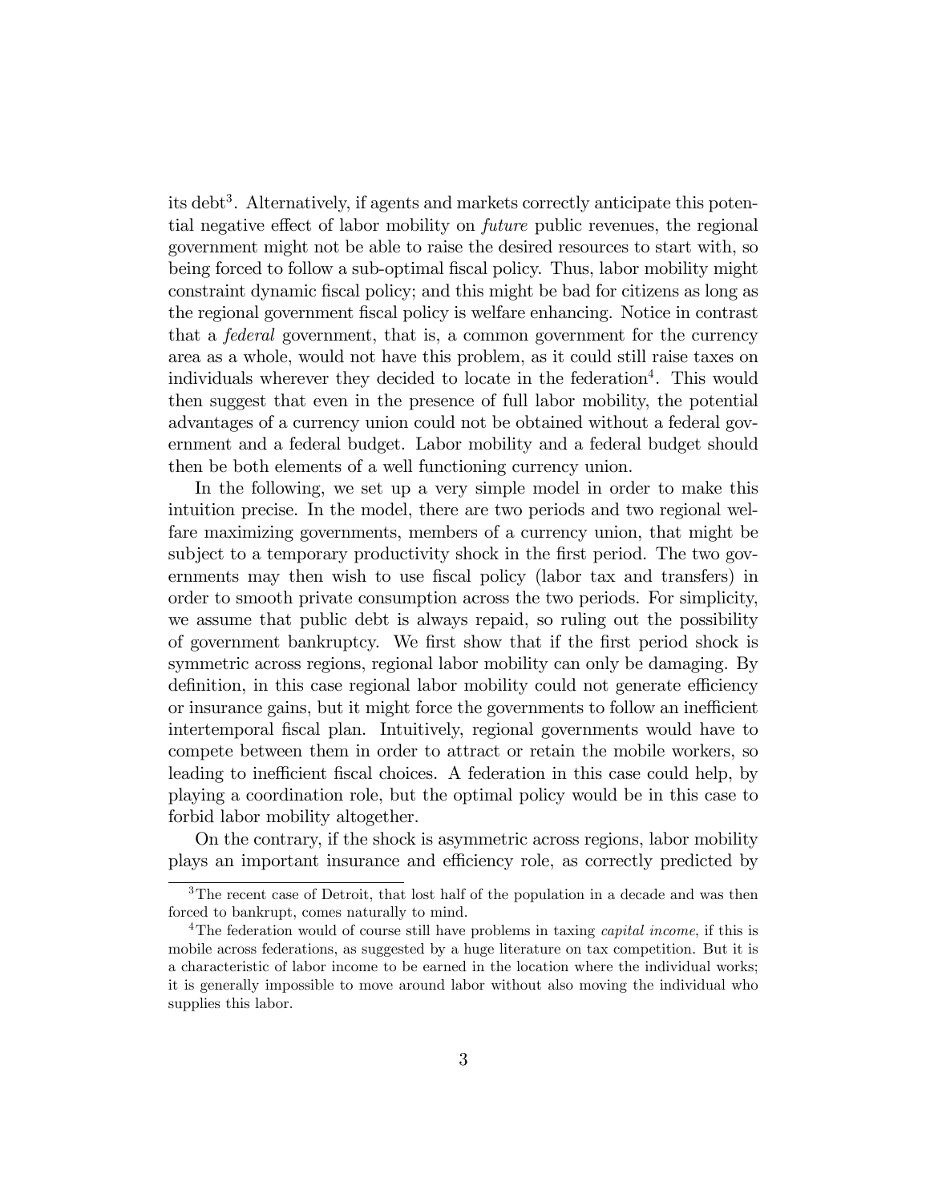its debt[3]. Alternatively, if agents and markets correctly anticipate this potential negative effect of labor mobility on *future* public revenues, the regional government might not be able to raise the desired resources to start with, so being forced to follow a sub-optimal fiscal policy. Thus, labor mobility might constraint dynamic fiscal policy; and this might be bad for citizens as long as the regional government fiscal policy is welfare enhancing. Notice in contrast that a *federal* government, that is, a common government for the currency area as a whole, would not have this problem, as it could still raise taxes on individuals wherever they decided to locate in the federation[4]. This would then suggest that even in the presence of full labor mobility, the potential advantages of a currency union could not be obtained without a federal government and a federal budget. Labor mobility and a federal budget should then be both elements of a well functioning currency union.

In the following, we set up a very simple model in order to make this intuition precise. In the model, there are two periods and two regional welfare maximizing governments, members of a currency union, that might be subject to a temporary productivity shock in the first period. The two governments may then wish to use fiscal policy (labor tax and transfers) in order to smooth private consumption across the two periods. For simplicity, we assume that public debt is always repaid, so ruling out the possibility of government bankruptcy. We first show that if the first period shock is symmetric across regions, regional labor mobility can only be damaging. By definition, in this case regional labor mobility could not generate efficiency or insurance gains, but it might force the governments to follow an inefficient intertemporal fiscal plan. Intuitively, regional governments would have to compete between them in order to attract or retain the mobile workers, so leading to inefficient fiscal choices. A federation in this case could help, by playing a coordination role, but the optimal policy would be in this case to forbid labor mobility altogether.

On the contrary, if the shock is asymmetric across regions, labor mobility plays an important insurance and efficiency role, as correctly predicted by

---

[3] The recent case of Detroit, that lost half of the population in a decade and was then forced to bankrupt, comes naturally to mind.

[4] The federation would of course still have problems in taxing *capital income*, if this is mobile across federations, as suggested by a huge literature on tax competition. But it is a characteristic of labor income to be earned in the location where the individual works; it is generally impossible to move around labor without also moving the individual who supplies this labor.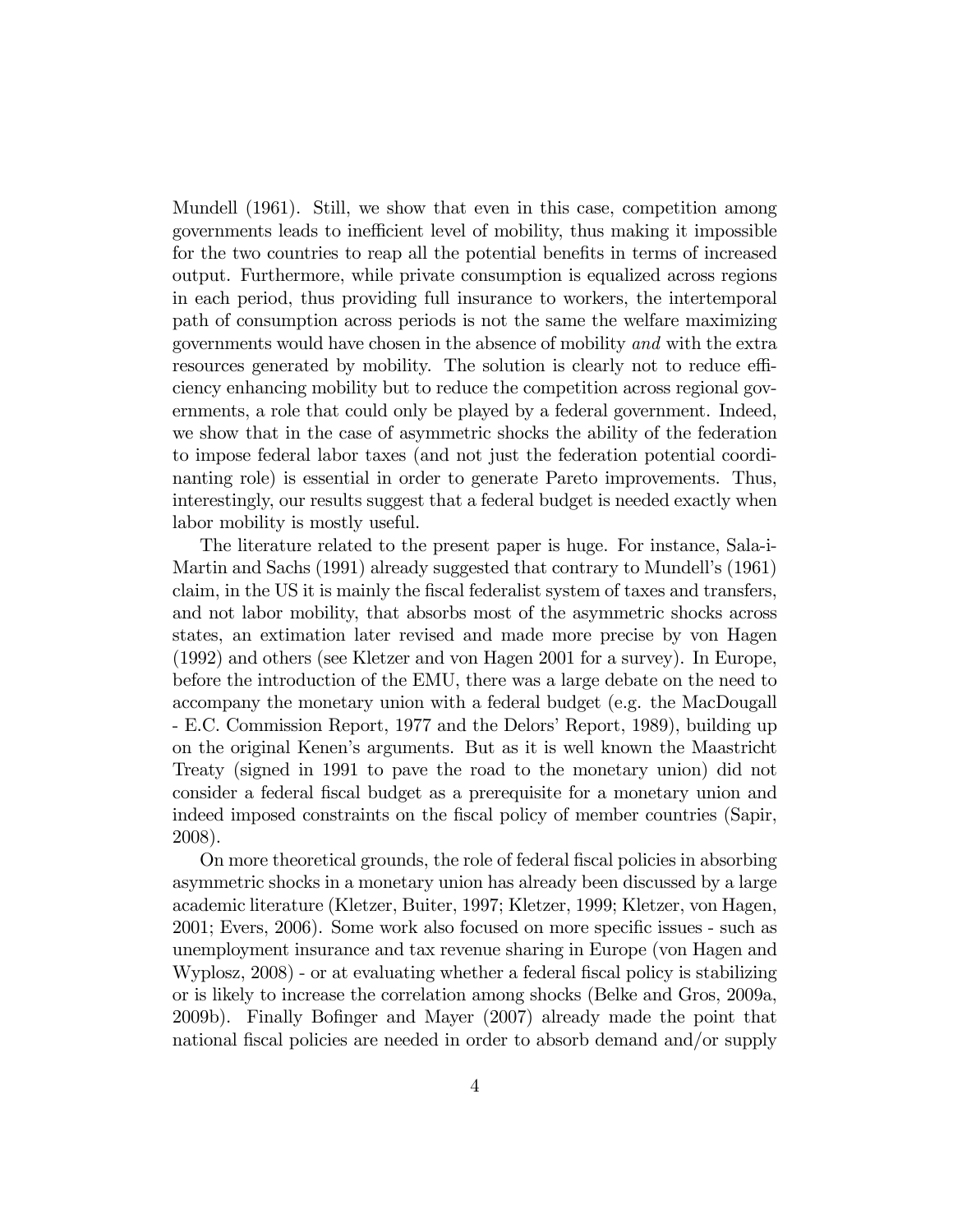Mundell (1961). Still, we show that even in this case, competition among governments leads to inefficient level of mobility, thus making it impossible for the two countries to reap all the potential benefits in terms of increased output. Furthermore, while private consumption is equalized across regions in each period, thus providing full insurance to workers, the intertemporal path of consumption across periods is not the same the welfare maximizing governments would have chosen in the absence of mobility *and* with the extra resources generated by mobility. The solution is clearly not to reduce efficiency enhancing mobility but to reduce the competition across regional governments, a role that could only be played by a federal government. Indeed, we show that in the case of asymmetric shocks the ability of the federation to impose federal labor taxes (and not just the federation potential coordinanting role) is essential in order to generate Pareto improvements. Thus, interestingly, our results suggest that a federal budget is needed exactly when labor mobility is mostly useful.

The literature related to the present paper is huge. For instance, Sala-i-Martin and Sachs (1991) already suggested that contrary to Mundell's (1961) claim, in the US it is mainly the fiscal federalist system of taxes and transfers, and not labor mobility, that absorbs most of the asymmetric shocks across states, an extimation later revised and made more precise by von Hagen (1992) and others (see Kletzer and von Hagen 2001 for a survey). In Europe, before the introduction of the EMU, there was a large debate on the need to accompany the monetary union with a federal budget (e.g. the MacDougall - E.C. Commission Report, 1977 and the Delors' Report, 1989), building up on the original Kenen's arguments. But as it is well known the Maastricht Treaty (signed in 1991 to pave the road to the monetary union) did not consider a federal fiscal budget as a prerequisite for a monetary union and indeed imposed constraints on the fiscal policy of member countries (Sapir, 2008).

On more theoretical grounds, the role of federal fiscal policies in absorbing asymmetric shocks in a monetary union has already been discussed by a large academic literature (Kletzer, Buiter, 1997; Kletzer, 1999; Kletzer, von Hagen, 2001; Evers, 2006). Some work also focused on more specific issues - such as unemployment insurance and tax revenue sharing in Europe (von Hagen and Wyplosz, 2008) - or at evaluating whether a federal fiscal policy is stabilizing or is likely to increase the correlation among shocks (Belke and Gros, 2009a, 2009b). Finally Bofinger and Mayer (2007) already made the point that national fiscal policies are needed in order to absorb demand and/or supply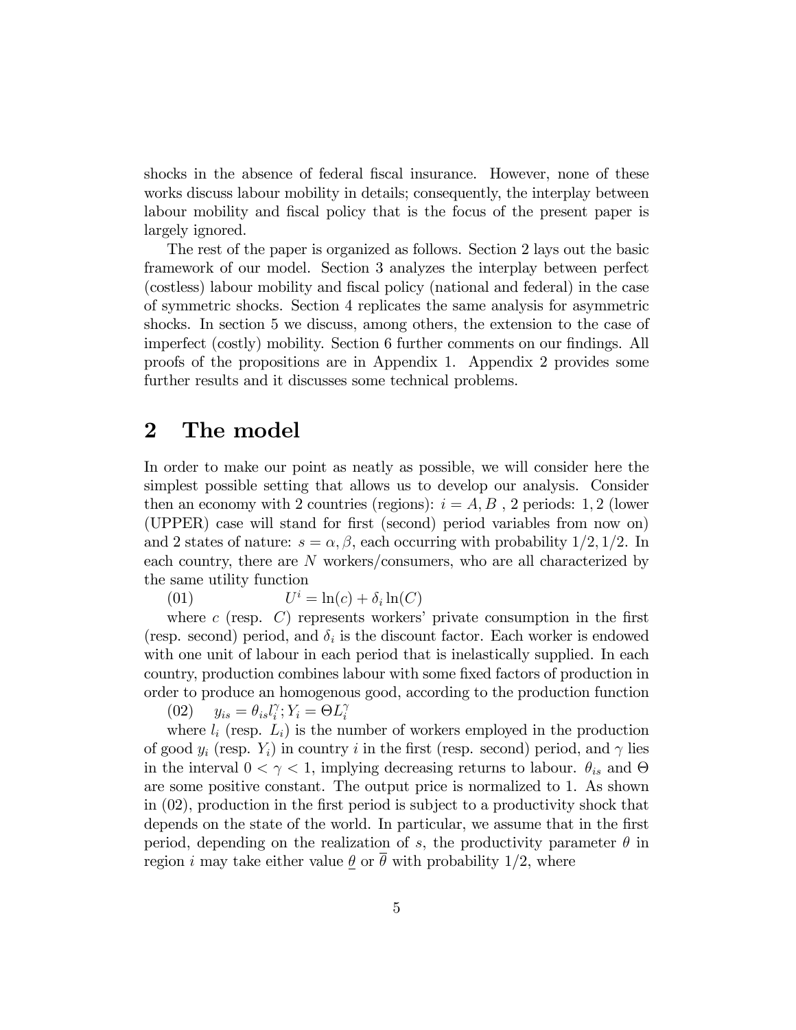shocks in the absence of federal fiscal insurance. However, none of these works discuss labour mobility in details; consequently, the interplay between labour mobility and fiscal policy that is the focus of the present paper is largely ignored.

The rest of the paper is organized as follows. Section 2 lays out the basic framework of our model. Section 3 analyzes the interplay between perfect (costless) labour mobility and fiscal policy (national and federal) in the case of symmetric shocks. Section 4 replicates the same analysis for asymmetric shocks. In section 5 we discuss, among others, the extension to the case of imperfect (costly) mobility. Section 6 further comments on our findings. All proofs of the propositions are in Appendix 1. Appendix 2 provides some further results and it discusses some technical problems.

## 2 The model

In order to make our point as neatly as possible, we will consider here the simplest possible setting that allows us to develop our analysis. Consider then an economy with 2 countries (regions): $i = A, B$ , 2 periods: $1, 2$ (lower (UPPER) case will stand for first (second) period variables from now on) and 2 states of nature: $s = \alpha, \beta$, each occurring with probability $1/2, 1/2$. In each country, there are $N$ workers/consumers, who are all characterized by the same utility function

(01) $\qquad U^i = \ln(c) + \delta_i \ln(C)$

where $c$ (resp. $C$) represents workers' private consumption in the first (resp. second) period, and $\delta_i$ is the discount factor. Each worker is endowed with one unit of labour in each period that is inelastically supplied. In each country, production combines labour with some fixed factors of production in order to produce an homogenous good, according to the production function

(02) $\qquad y_{is} = \theta_{is} l_i^{\gamma}; Y_i = \Theta L_i^{\gamma}$

where $l_i$ (resp. $L_i$) is the number of workers employed in the production of good $y_i$ (resp. $Y_i$) in country $i$ in the first (resp. second) period, and $\gamma$ lies in the interval $0 < \gamma < 1$, implying decreasing returns to labour. $\theta_{is}$ and $\Theta$ are some positive constant. The output price is normalized to 1. As shown in (02), production in the first period is subject to a productivity shock that depends on the state of the world. In particular, we assume that in the first period, depending on the realization of $s$, the productivity parameter $\theta$ in region $i$ may take either value $\underline{\theta}$ or $\overline{\theta}$ with probability $1/2$, where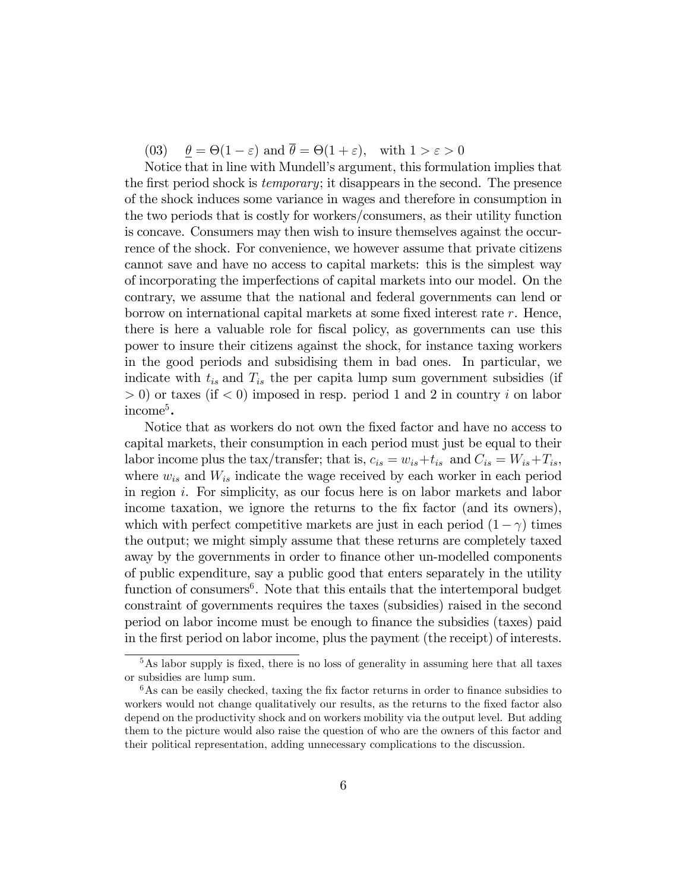(03) $\underline{\theta} = \Theta(1-\varepsilon)$ and $\overline{\theta} = \Theta(1+\varepsilon)$, with $1 > \varepsilon > 0$

Notice that in line with Mundell's argument, this formulation implies that the first period shock is *temporary*; it disappears in the second. The presence of the shock induces some variance in wages and therefore in consumption in the two periods that is costly for workers/consumers, as their utility function is concave. Consumers may then wish to insure themselves against the occurrence of the shock. For convenience, we however assume that private citizens cannot save and have no access to capital markets: this is the simplest way of incorporating the imperfections of capital markets into our model. On the contrary, we assume that the national and federal governments can lend or borrow on international capital markets at some fixed interest rate $r$. Hence, there is here a valuable role for fiscal policy, as governments can use this power to insure their citizens against the shock, for instance taxing workers in the good periods and subsidising them in bad ones. In particular, we indicate with $t_{is}$ and $T_{is}$ the per capita lump sum government subsidies (if $> 0$) or taxes (if $< 0$) imposed in resp. period 1 and 2 in country $i$ on labor income[5].

Notice that as workers do not own the fixed factor and have no access to capital markets, their consumption in each period must just be equal to their labor income plus the tax/transfer; that is, $c_{is} = w_{is} + t_{is}$ and $C_{is} = W_{is} + T_{is}$, where $w_{is}$ and $W_{is}$ indicate the wage received by each worker in each period in region $i$. For simplicity, as our focus here is on labor markets and labor income taxation, we ignore the returns to the fix factor (and its owners), which with perfect competitive markets are just in each period $(1-\gamma)$ times the output; we might simply assume that these returns are completely taxed away by the governments in order to finance other un-modelled components of public expenditure, say a public good that enters separately in the utility function of consumers[6]. Note that this entails that the intertemporal budget constraint of governments requires the taxes (subsidies) raised in the second period on labor income must be enough to finance the subsidies (taxes) paid in the first period on labor income, plus the payment (the receipt) of interests.

---

[5] As labor supply is fixed, there is no loss of generality in assuming here that all taxes or subsidies are lump sum.

[6] As can be easily checked, taxing the fix factor returns in order to finance subsidies to workers would not change qualitatively our results, as the returns to the fixed factor also depend on the productivity shock and on workers mobility via the output level. But adding them to the picture would also raise the question of who are the owners of this factor and their political representation, adding unnecessary complications to the discussion.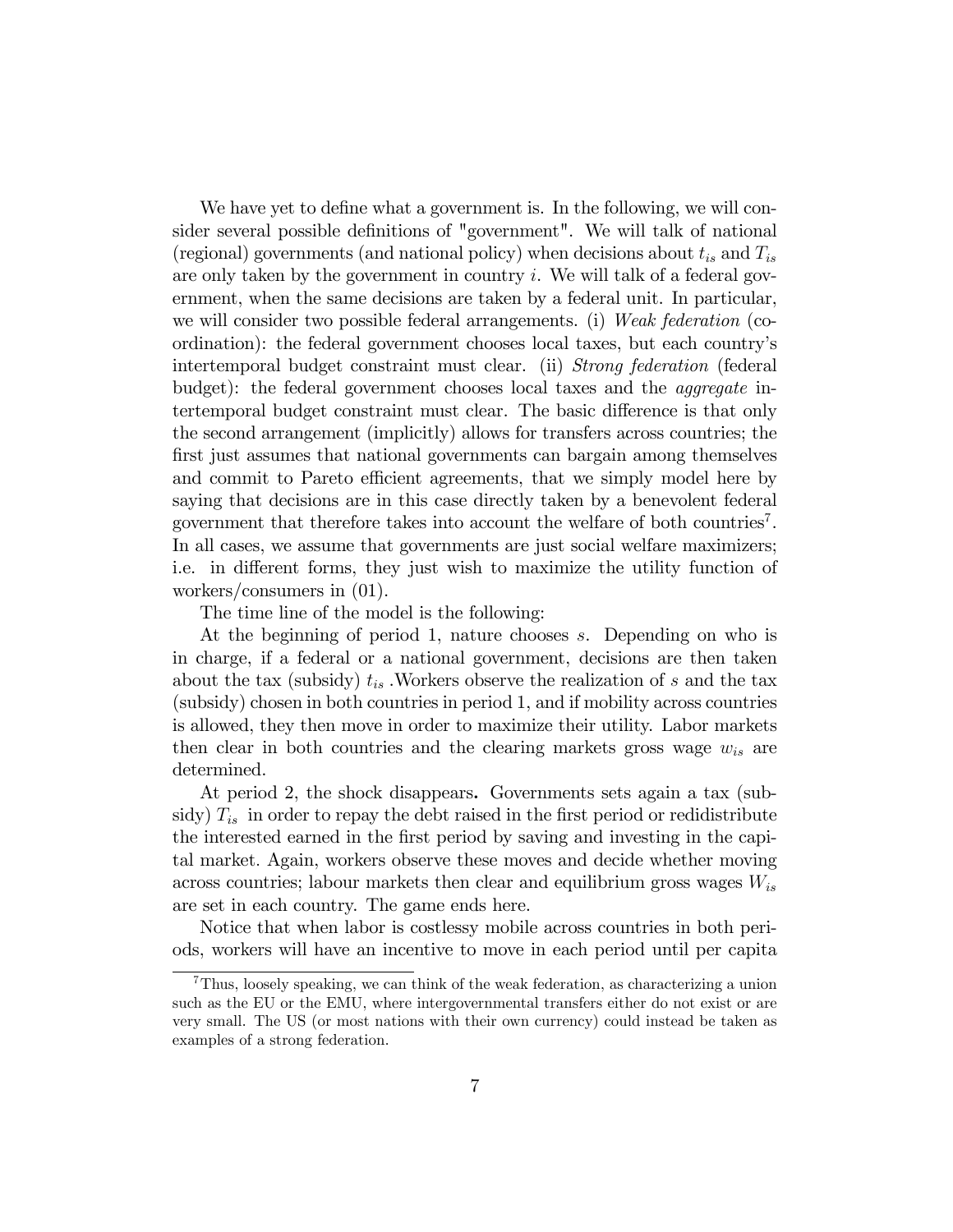We have yet to define what a government is. In the following, we will consider several possible definitions of "government". We will talk of national (regional) governments (and national policy) when decisions about $t_{is}$ and $T_{is}$ are only taken by the government in country $i$. We will talk of a federal government, when the same decisions are taken by a federal unit. In particular, we will consider two possible federal arrangements. (i) *Weak federation* (coordination): the federal government chooses local taxes, but each country's intertemporal budget constraint must clear. (ii) *Strong federation* (federal budget): the federal government chooses local taxes and the *aggregate* intertemporal budget constraint must clear. The basic difference is that only the second arrangement (implicitly) allows for transfers across countries; the first just assumes that national governments can bargain among themselves and commit to Pareto efficient agreements, that we simply model here by saying that decisions are in this case directly taken by a benevolent federal government that therefore takes into account the welfare of both countries[7]. In all cases, we assume that governments are just social welfare maximizers; i.e. in different forms, they just wish to maximize the utility function of workers/consumers in (01).

The time line of the model is the following:

At the beginning of period 1, nature chooses $s$. Depending on who is in charge, if a federal or a national government, decisions are then taken about the tax (subsidy) $t_{is}$ .Workers observe the realization of $s$ and the tax (subsidy) chosen in both countries in period 1, and if mobility across countries is allowed, they then move in order to maximize their utility. Labor markets then clear in both countries and the clearing markets gross wage $w_{is}$ are determined.

At period 2, the shock disappears**.** Governments sets again a tax (subsidy) $T_{is}$ in order to repay the debt raised in the first period or redidistribute the interested earned in the first period by saving and investing in the capital market. Again, workers observe these moves and decide whether moving across countries; labour markets then clear and equilibrium gross wages $W_{is}$ are set in each country. The game ends here.

Notice that when labor is costlessy mobile across countries in both periods, workers will have an incentive to move in each period until per capita

---

[7] Thus, loosely speaking, we can think of the weak federation, as characterizing a union such as the EU or the EMU, where intergovernmental transfers either do not exist or are very small. The US (or most nations with their own currency) could instead be taken as examples of a strong federation.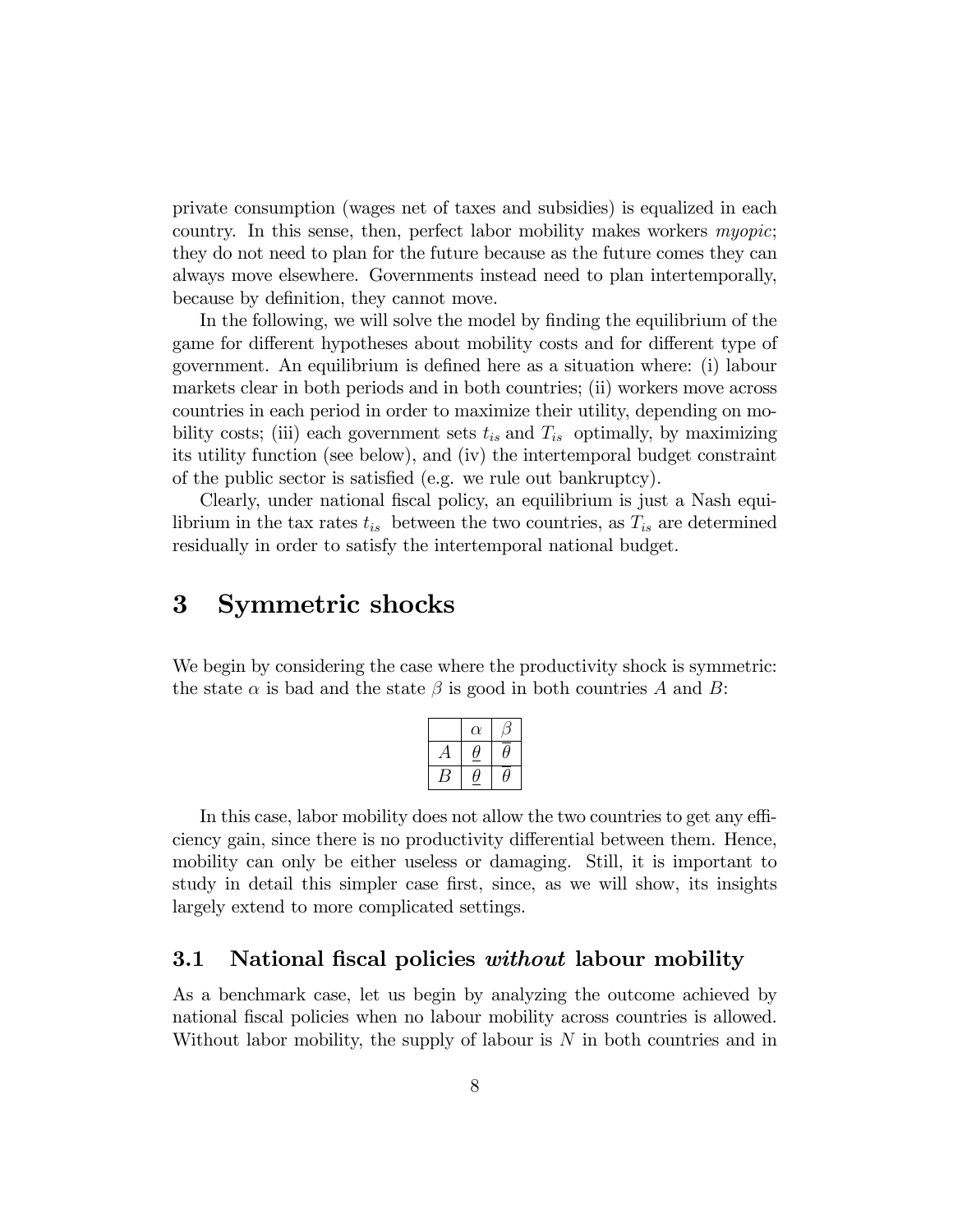private consumption (wages net of taxes and subsidies) is equalized in each country. In this sense, then, perfect labor mobility makes workers *myopic*; they do not need to plan for the future because as the future comes they can always move elsewhere. Governments instead need to plan intertemporally, because by definition, they cannot move.

In the following, we will solve the model by finding the equilibrium of the game for different hypotheses about mobility costs and for different type of government. An equilibrium is defined here as a situation where: (i) labour markets clear in both periods and in both countries; (ii) workers move across countries in each period in order to maximize their utility, depending on mobility costs; (iii) each government sets $t_{is}$ and $T_{is}$ optimally, by maximizing its utility function (see below), and (iv) the intertemporal budget constraint of the public sector is satisfied (e.g. we rule out bankruptcy).

Clearly, under national fiscal policy, an equilibrium is just a Nash equilibrium in the tax rates $t_{is}$ between the two countries, as $T_{is}$ are determined residually in order to satisfy the intertemporal national budget.

# 3 Symmetric shocks

We begin by considering the case where the productivity shock is symmetric: the state $\alpha$ is bad and the state $\beta$ is good in both countries $A$ and $B$:

| | $\alpha$ | $\beta$ |
|---|---|---|
| $A$ | $\underline{\theta}$ | $\overline{\theta}$ |
| $B$ | $\underline{\theta}$ | $\overline{\theta}$ |

In this case, labor mobility does not allow the two countries to get any efficiency gain, since there is no productivity differential between them. Hence, mobility can only be either useless or damaging. Still, it is important to study in detail this simpler case first, since, as we will show, its insights largely extend to more complicated settings.

## 3.1 National fiscal policies *without* labour mobility

As a benchmark case, let us begin analyzing the outcome achieved by national fiscal policies when no labour mobility across countries is allowed. Without labor mobility, the supply of labour is $N$ in both countries and in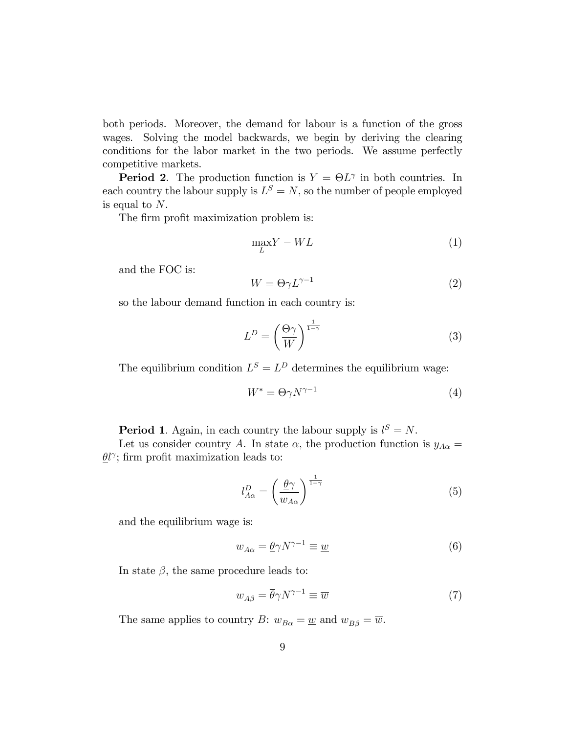both periods. Moreover, the demand for labour is a function of the gross wages. Solving the model backwards, we begin by deriving the clearing conditions for the labor market in the two periods. We assume perfectly competitive markets.

**Period 2**. The production function is $Y = \Theta L^{\gamma}$ in both countries. In each country the labour supply is $L^S = N$, so the number of people employed is equal to $N$.

The firm profit maximization problem is:

$$\max_{L} Y - WL \tag{1}$$

and the FOC is:

$$W = \Theta \gamma L^{\gamma - 1} \tag{2}$$

so the labour demand function in each country is:

$$L^D = \left( \frac{\Theta \gamma}{W} \right)^{\frac{1}{1-\gamma}} \tag{3}$$

The equilibrium condition $L^S = L^D$ determines the equilibrium wage:

$$W^* = \Theta \gamma N^{\gamma - 1} \tag{4}$$

**Period 1**. Again, in each country the labour supply is $l^S = N$.

Let us consider country $A$. In state $\alpha$, the production function is $y_{A\alpha} = \underline{\theta} l^{\gamma}$; firm profit maximization leads to:

$$l^D_{A\alpha} = \left( \frac{\underline{\theta} \gamma}{w_{A\alpha}} \right)^{\frac{1}{1-\gamma}} \tag{5}$$

and the equilibrium wage is:

$$w_{A\alpha} = \underline{\theta} \gamma N^{\gamma - 1} \equiv \underline{w} \tag{6}$$

In state $\beta$, the same procedure leads to:

$$w_{A\beta} = \overline{\theta} \gamma N^{\gamma - 1} \equiv \overline{w} \tag{7}$$

The same applies to country $B$: $w_{B\alpha} = \underline{w}$ and $w_{B\beta} = \overline{w}$.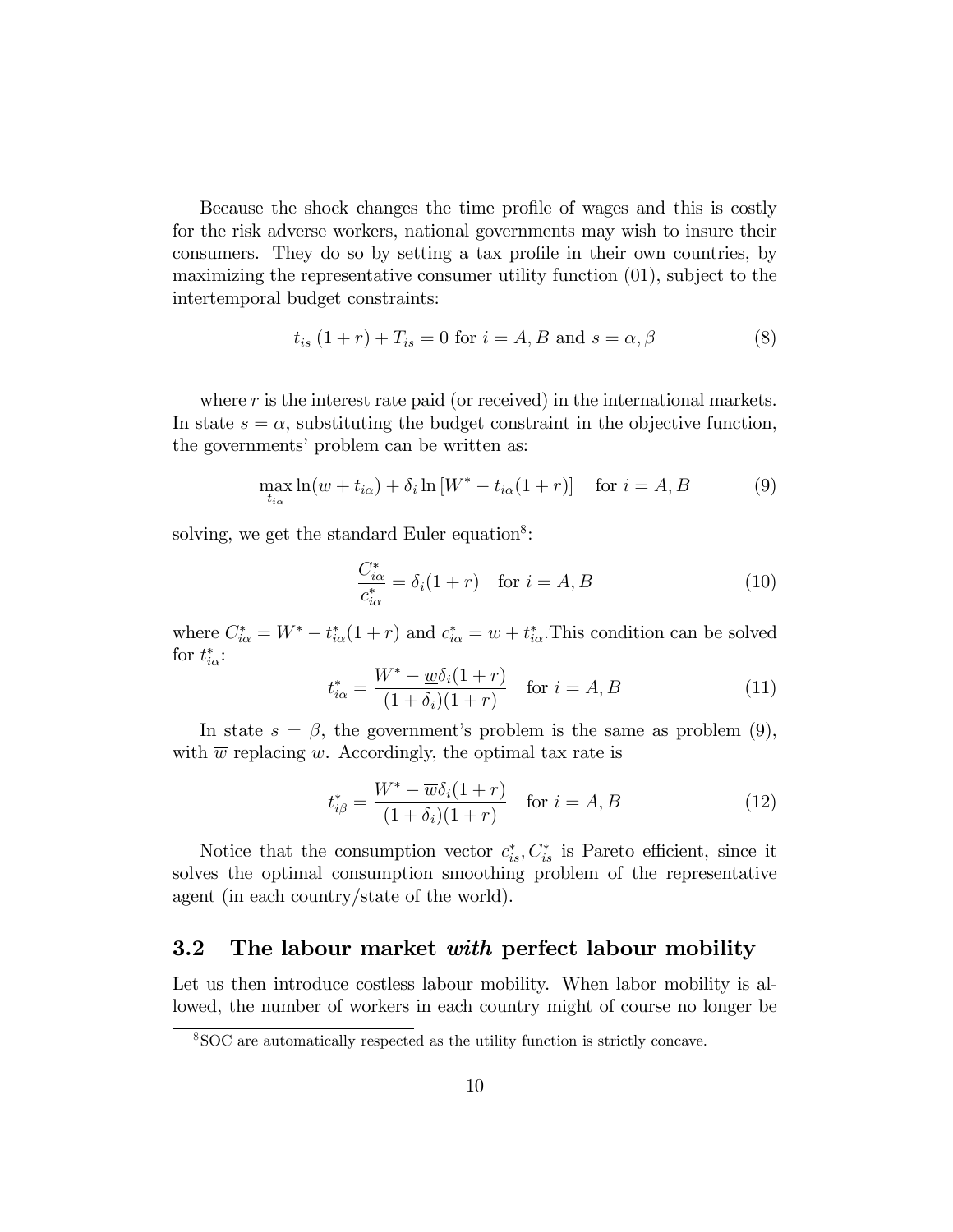Because the shock changes the time profile of wages and this is costly for the risk adverse workers, national governments may wish to insure their consumers. They do so by setting a tax profile in their own countries, by maximizing the representative consumer utility function (01), subject to the intertemporal budget constraints:

$$t_{is}\,(1+r) + T_{is} = 0 \text{ for } i = A, B \text{ and } s = \alpha, \beta \tag{8}$$

where $r$ is the interest rate paid (or received) in the international markets. In state $s = \alpha$, substituting the budget constraint in the objective function, the governments' problem can be written as:

$$\max_{t_{i\alpha}} \ln(\underline{w} + t_{i\alpha}) + \delta_i \ln\left[W^* - t_{i\alpha}(1+r)\right] \quad \text{for } i = A, B \tag{9}$$

solving, we get the standard Euler equation[8]:

$$\frac{C^*_{i\alpha}}{c^*_{i\alpha}} = \delta_i(1+r) \quad \text{for } i = A, B \tag{10}$$

where $C^*_{i\alpha} = W^* - t^*_{i\alpha}(1+r)$ and $c^*_{i\alpha} = \underline{w} + t^*_{i\alpha}$.This condition can be solved for $t^*_{i\alpha}$:

$$t^*_{i\alpha} = \frac{W^* - \underline{w}\delta_i(1+r)}{(1+\delta_i)(1+r)} \quad \text{for } i = A, B \tag{11}$$

In state $s = \beta$, the government's problem is the same as problem (9), with $\overline{w}$ replacing $\underline{w}$. Accordingly, the optimal tax rate is

$$t^*_{i\beta} = \frac{W^* - \overline{w}\delta_i(1+r)}{(1+\delta_i)(1+r)} \quad \text{for } i = A, B \tag{12}$$

Notice that the consumption vector $c^*_{is}, C^*_{is}$ is Pareto efficient, since it solves the optimal consumption smoothing problem of the representative agent (in each country/state of the world).

## 3.2 The labour market *with* perfect labour mobility

Let us then introduce costless labour mobility. When labor mobility is allowed, the number of workers in each country might of course no longer be

[8] SOC are automatically respected as the utility function is strictly concave.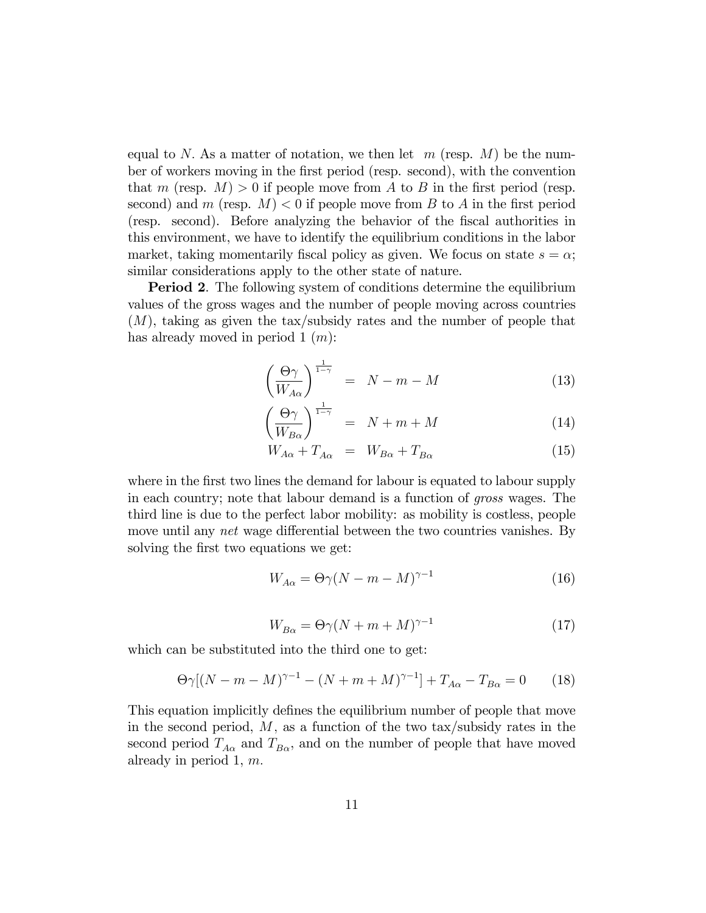equal to $N$. As a matter of notation, we then let $m$ (resp. $M$) be the number of workers moving in the first period (resp. second), with the convention that $m$ (resp. $M$) $> 0$ if people move from $A$ to $B$ in the first period (resp. second) and $m$ (resp. $M$) $< 0$ if people move from $B$ to $A$ in the first period (resp. second). Before analyzing the behavior of the fiscal authorities in this environment, we have to identify the equilibrium conditions in the labor market, taking momentarily fiscal policy as given. We focus on state $s = \alpha$; similar considerations apply to the other state of nature.

**Period 2**. The following system of conditions determine the equilibrium values of the gross wages and the number of people moving across countries ($M$), taking as given the tax/subsidy rates and the number of people that has already moved in period 1 ($m$):

$$\left(\frac{\Theta\gamma}{W_{A\alpha}}\right)^{\frac{1}{1-\gamma}} = N - m - M \tag{13}$$

$$\left(\frac{\Theta\gamma}{W_{B\alpha}}\right)^{\frac{1}{1-\gamma}} = N + m + M \tag{14}$$

$$W_{A\alpha} + T_{A\alpha} = W_{B\alpha} + T_{B\alpha} \tag{15}$$

where in the first two lines the demand for labour is equated to labour supply in each country; note that labour demand is a function of *gross* wages. The third line is due to the perfect labor mobility: as mobility is costless, people move until any *net* wage differential between the two countries vanishes. By solving the first two equations we get:

$$W_{A\alpha} = \Theta\gamma(N - m - M)^{\gamma-1} \tag{16}$$

$$W_{B\alpha} = \Theta\gamma(N + m + M)^{\gamma-1} \tag{17}$$

which can be substituted into the third one to get:

$$\Theta\gamma[(N - m - M)^{\gamma-1} - (N + m + M)^{\gamma-1}] + T_{A\alpha} - T_{B\alpha} = 0 \tag{18}$$

This equation implicitly defines the equilibrium number of people that move in the second period, $M$, as a function of the two tax/subsidy rates in the second period $T_{A\alpha}$ and $T_{B\alpha}$, and on the number of people that have moved already in period 1, $m$.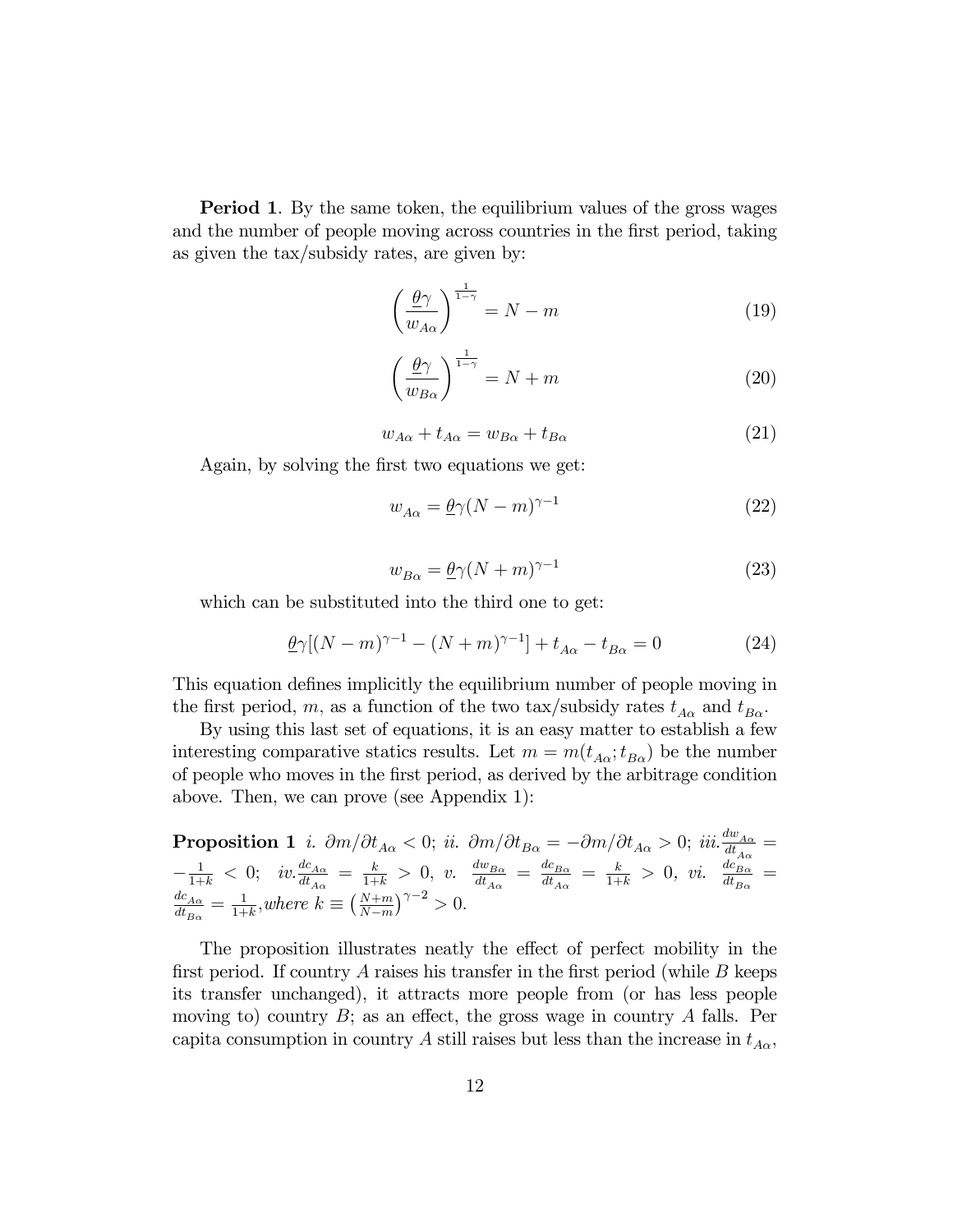**Period 1**. By the same token, the equilibrium values of the gross wages and the number of people moving across countries in the first period, taking as given the tax/subsidy rates, are given by:

$$\left(\frac{\underline{\theta}\gamma}{w_{A\alpha}}\right)^{\frac{1}{1-\gamma}} = N - m \tag{19}$$

$$\left(\frac{\underline{\theta}\gamma}{w_{B\alpha}}\right)^{\frac{1}{1-\gamma}} = N + m \tag{20}$$

$$w_{A\alpha} + t_{A\alpha} = w_{B\alpha} + t_{B\alpha} \tag{21}$$

Again, by solving the first two equations we get:

$$w_{A\alpha} = \underline{\theta}\gamma(N - m)^{\gamma-1} \tag{22}$$

$$w_{B\alpha} = \underline{\theta}\gamma(N + m)^{\gamma-1} \tag{23}$$

which can be substituted into the third one to get:

$$\underline{\theta}\gamma[(N - m)^{\gamma-1} - (N + m)^{\gamma-1}] + t_{A\alpha} - t_{B\alpha} = 0 \tag{24}$$

This equation defines implicitly the equilibrium number of people moving in the first period, $m$, as a function of the two tax/subsidy rates $t_{A\alpha}$ and $t_{B\alpha}$.

By using this last set of equations, it is an easy matter to establish a few interesting comparative statics results. Let $m = m(t_{A\alpha}; t_{B\alpha})$ be the number of people who moves in the first period, as derived by the arbitrage condition above. Then, we can prove (see Appendix 1):

**Proposition 1** *i.* $\partial m/\partial t_{A\alpha} < 0$; *ii.* $\partial m/\partial t_{B\alpha} = -\partial m/\partial t_{A\alpha} > 0$; *iii.* $\frac{dw_{A\alpha}}{dt_{A\alpha}} = -\frac{1}{1+k} < 0$; *iv.* $\frac{dc_{A\alpha}}{dt_{A\alpha}} = \frac{k}{1+k} > 0$, *v.* $\frac{dw_{B\alpha}}{dt_{A\alpha}} = \frac{dc_{B\alpha}}{dt_{A\alpha}} = \frac{k}{1+k} > 0$, *vi.* $\frac{dc_{B\alpha}}{dt_{B\alpha}} = \frac{dc_{A\alpha}}{dt_{B\alpha}} = \frac{1}{1+k}$, *where* $k \equiv \left(\frac{N+m}{N-m}\right)^{\gamma-2} > 0$.

The proposition illustrates neatly the effect of perfect mobility in the first period. If country $A$ raises his transfer in the first period (while $B$ keeps its transfer unchanged), it attracts more people from (or has less people moving to) country $B$; as an effect, the gross wage in country $A$ falls. Per capita consumption in country $A$ still raises but less than the increase in $t_{A\alpha}$,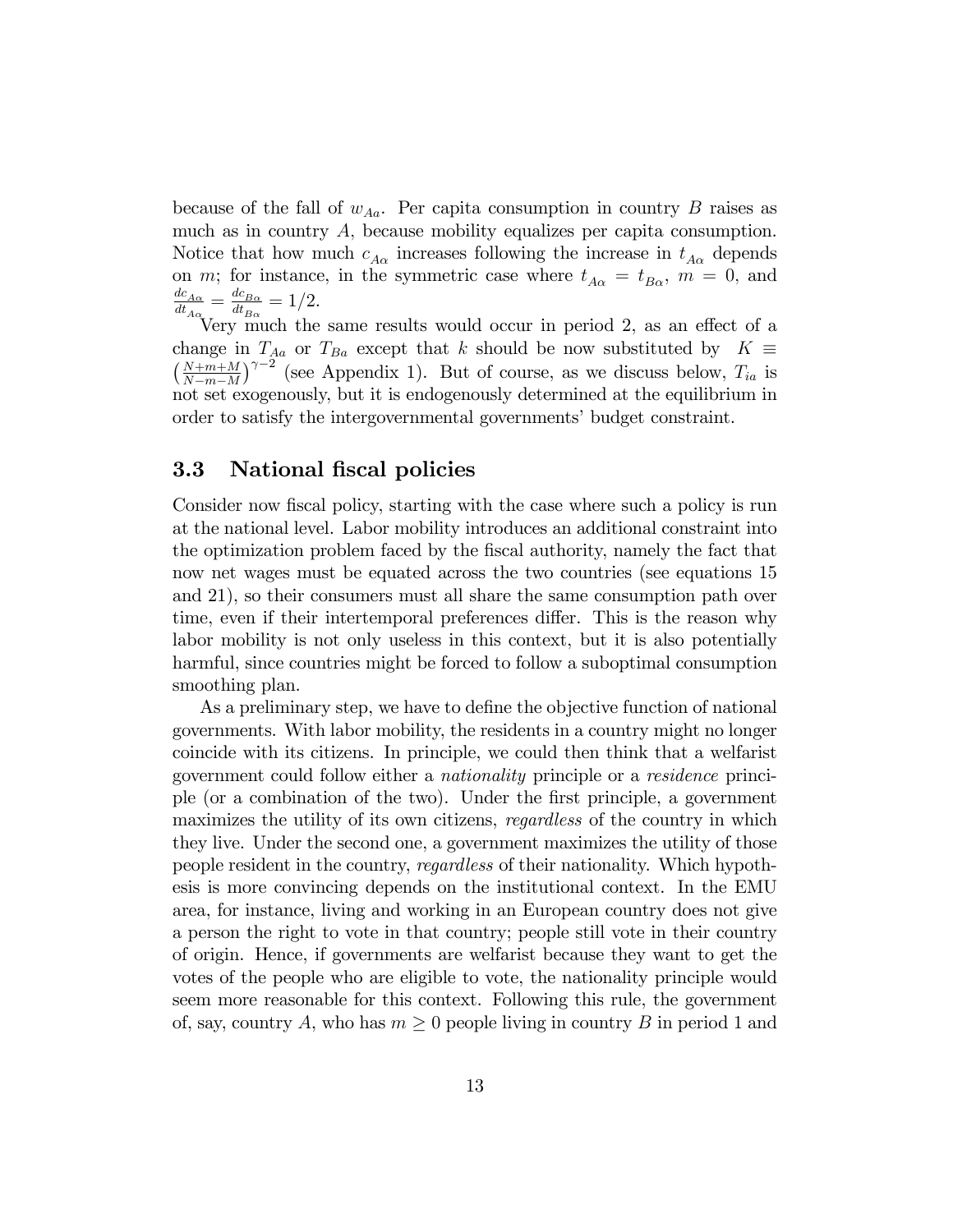because of the fall of $w_{Aa}$. Per capita consumption in country $B$ raises as much as in country $A$, because mobility equalizes per capita consumption. Notice that how much $c_{A\alpha}$ increases following the increase in $t_{A\alpha}$ depends on $m$; for instance, in the symmetric case where $t_{A\alpha} = t_{B\alpha}$, $m = 0$, and $\frac{dc_{A\alpha}}{dt_{A\alpha}} = \frac{dc_{B\alpha}}{dt_{B\alpha}} = 1/2$.

Very much the same results would occur in period 2, as an effect of a change in $T_{Aa}$ or $T_{Ba}$ except that $k$ should be now substituted by $K \equiv \left(\frac{N+m+M}{N-m-M}\right)^{\gamma-2}$ (see Appendix 1). But of course, as we discuss below, $T_{ia}$ is not set exogenously, but it is endogenously determined at the equilibrium in order to satisfy the intergovernmental governments' budget constraint.

### 3.3 National fiscal policies

Consider now fiscal policy, starting with the case where such a policy is run at the national level. Labor mobility introduces an additional constraint into the optimization problem faced by the fiscal authority, namely the fact that now net wages must be equated across the two countries (see equations 15 and 21), so their consumers must all share the same consumption path over time, even if their intertemporal preferences differ. This is the reason why labor mobility is not only useless in this context, but it is also potentially harmful, since countries might be forced to follow a suboptimal consumption smoothing plan.

As a preliminary step, we have to define the objective function of national governments. With labor mobility, the residents in a country might no longer coincide with its citizens. In principle, we could then think that a welfarist government could follow either a *nationality* principle or a *residence* principle (or a combination of the two). Under the first principle, a government maximizes the utility of its own citizens, *regardless* of the country in which they live. Under the second one, a government maximizes the utility of those people resident in the country, *regardless* of their nationality. Which hypothesis is more convincing depends on the institutional context. In the EMU area, for instance, living and working in an European country does not give a person the right to vote in that country; people still vote in their country of origin. Hence, if governments are welfarist because they want to get the votes of the people who are eligible to vote, the nationality principle would seem more reasonable for this context. Following this rule, the government of, say, country $A$, who has $m \geq 0$ people living in country $B$ in period 1 and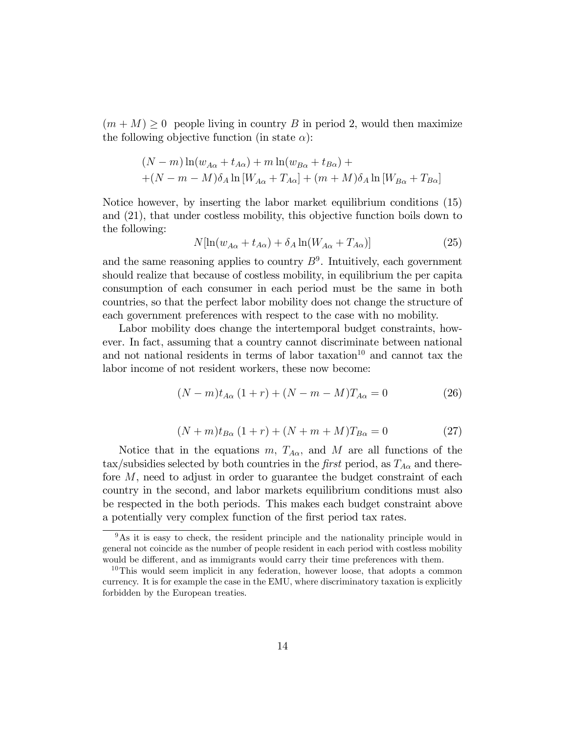$(m + M) \geq 0$ people living in country $B$ in period 2, would then maximize the following objective function (in state $\alpha$):

$$
\begin{aligned}
&(N - m)\ln(w_{A\alpha} + t_{A\alpha}) + m\ln(w_{B\alpha} + t_{B\alpha}) + \\
&+(N - m - M)\delta_A \ln\left[W_{A\alpha} + T_{A\alpha}\right] + (m + M)\delta_A \ln\left[W_{B\alpha} + T_{B\alpha}\right]
\end{aligned}
$$

Notice however, by inserting the labor market equilibrium conditions (15) and (21), that under costless mobility, this objective function boils down to the following:

$$
N[\ln(w_{A\alpha} + t_{A\alpha}) + \delta_A \ln(W_{A\alpha} + T_{A\alpha})] \tag{25}
$$

and the same reasoning applies to country $B$[9]. Intuitively, each government should realize that because of costless mobility, in equilibrium the per capita consumption of each consumer in each period must be the same in both countries, so that the perfect labor mobility does not change the structure of each government preferences with respect to the case with no mobility.

Labor mobility does change the intertemporal budget constraints, however. In fact, assuming that a country cannot discriminate between national and not national residents in terms of labor taxation[10] and cannot tax the labor income of not resident workers, these now become:

$$
(N - m)t_{A\alpha}(1 + r) + (N - m - M)T_{A\alpha} = 0 \tag{26}
$$

$$
(N + m)t_{B\alpha}(1 + r) + (N + m + M)T_{B\alpha} = 0 \tag{27}
$$

Notice that in the equations $m$, $T_{A\alpha}$, and $M$ are all functions of the tax/subsidies selected by both countries in the *first* period, as $T_{A\alpha}$ and therefore $M$, need to adjust in order to guarantee the budget constraint of each country in the second, and labor markets equilibrium conditions must also be respected in the both periods. This makes each budget constraint above a potentially very complex function of the first period tax rates.

---

[9] As it is easy to check, the resident principle and the nationality principle would in general not coincide as the number of people resident in each period with costless mobility would be different, and as immigrants would carry their time preferences with them.

[10] This would seem implicit in any federation, however loose, that adopts a common currency. It is for example the case in the EMU, where discriminatory taxation is explicitly forbidden by the European treaties.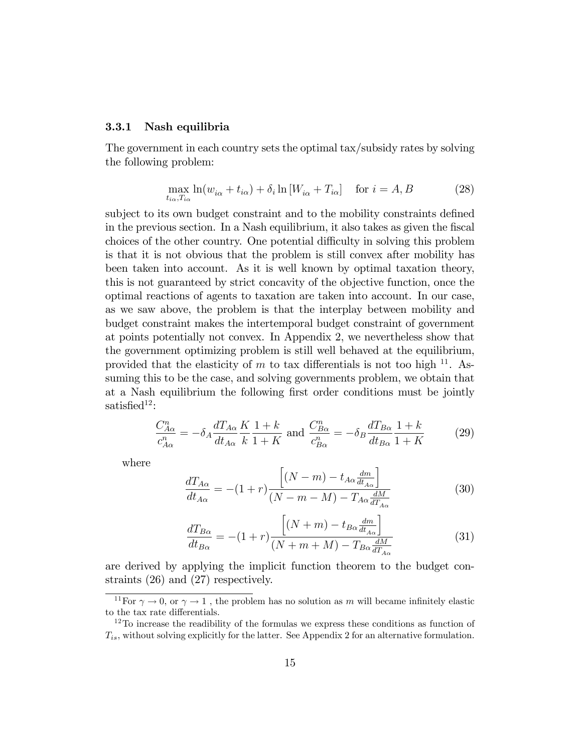### 3.3.1 Nash equilibria

The government in each country sets the optimal tax/subsidy rates by solving the following problem:

$$\max_{t_{i\alpha},T_{i\alpha}} \ln(w_{i\alpha}+t_{i\alpha})+\delta_i \ln\left[W_{i\alpha}+T_{i\alpha}\right] \quad \text{for } i=A,B \tag{28}$$

subject to its own budget constraint and to the mobility constraints defined in the previous section. In a Nash equilibrium, it also takes as given the fiscal choices of the other country. One potential difficulty in solving this problem is that it is not obvious that the problem is still convex after mobility has been taken into account. As it is well known by optimal taxation theory, this is not guaranteed by strict concavity of the objective function, once the optimal reactions of agents to taxation are taken into account. In our case, as we saw above, the problem is that the interplay between mobility and budget constraint makes the intertemporal budget constraint of government at points potentially not convex. In Appendix 2, we nevertheless show that the government optimizing problem is still well behaved at the equilibrium, provided that the elasticity of $m$ to tax differentials is not too high [11]. Assuming this to be the case, and solving governments problem, we obtain that at a Nash equilibrium the following first order conditions must be jointly satisfied[12]:

$$\frac{C_{A\alpha}^n}{c_{A\alpha}^n}=-\delta_A\frac{dT_{A\alpha}}{dt_{A\alpha}}\frac{K}{k}\frac{1+k}{1+K} \text{ and } \frac{C_{B\alpha}^n}{c_{B\alpha}^n}=-\delta_B\frac{dT_{B\alpha}}{dt_{B\alpha}}\frac{1+k}{1+K} \tag{29}$$

where

$$\frac{dT_{A\alpha}}{dt_{A\alpha}}=-(1+r)\frac{\left[(N-m)-t_{A\alpha}\frac{dm}{dt_{A\alpha}}\right]}{(N-m-M)-T_{A\alpha}\frac{dM}{dT_{A\alpha}}} \tag{30}$$

$$\frac{dT_{B\alpha}}{dt_{B\alpha}}=-(1+r)\frac{\left[(N+m)-t_{B\alpha}\frac{dm}{dt_{A\alpha}}\right]}{(N+m+M)-T_{B\alpha}\frac{dM}{dT_{A\alpha}}} \tag{31}$$

are derived by applying the implicit function theorem to the budget constraints (26) and (27) respectively.

---

[11] For $\gamma \to 0$, or $\gamma \to 1$ , the problem has no solution as $m$ will became infinitely elastic to the tax rate differentials.

[12] To increase the readibility of the formulas we express these conditions as function of $T_{is}$, without solving explicitly for the latter. See Appendix 2 for an alternative formulation.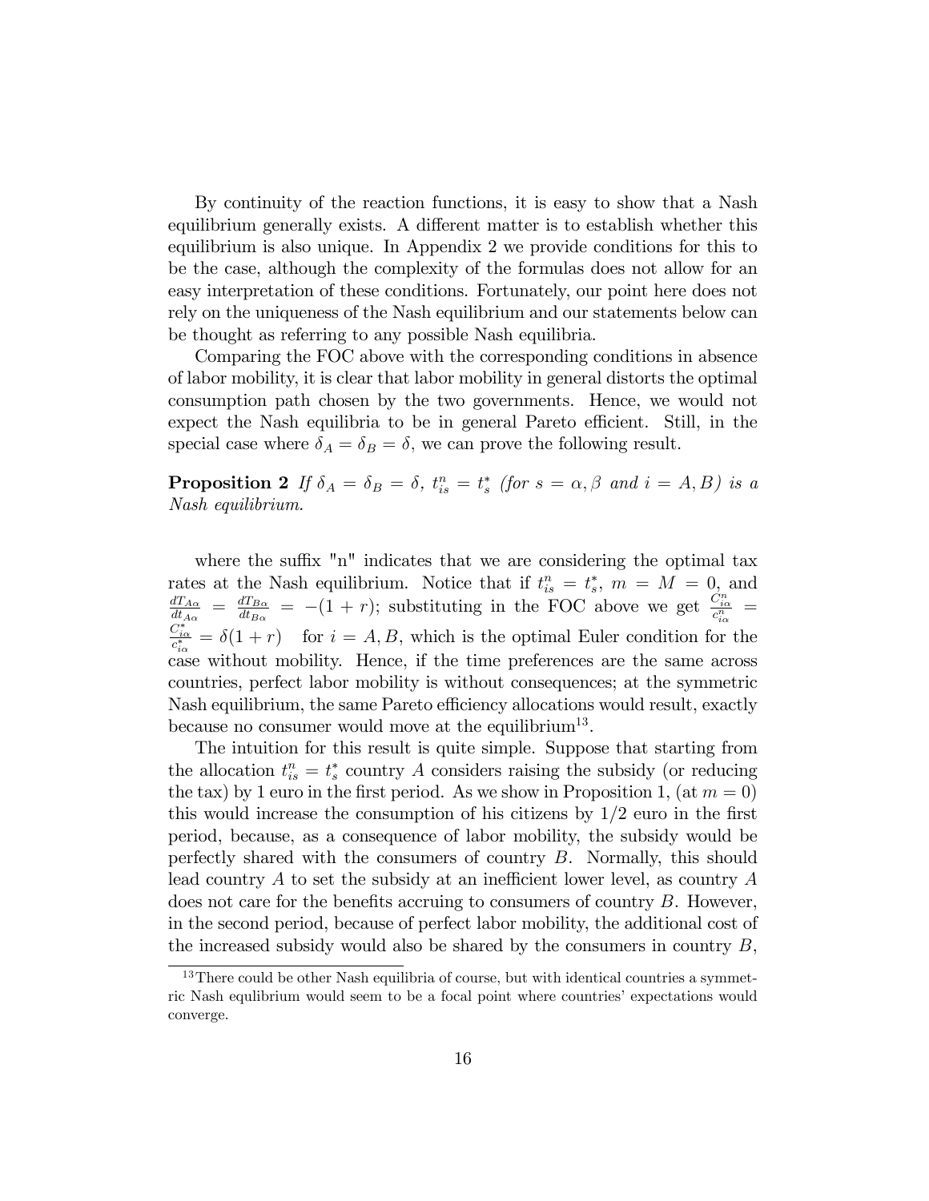By continuity of the reaction functions, it is easy to show that a Nash equilibrium generally exists. A different matter is to establish whether this equilibrium is also unique. In Appendix 2 we provide conditions for this to be the case, although the complexity of the formulas does not allow for an easy interpretation of these conditions. Fortunately, our point here does not rely on the uniqueness of the Nash equilibrium and our statements below can be thought as referring to any possible Nash equilibria.

Comparing the FOC above with the corresponding conditions in absence of labor mobility, it is clear that labor mobility in general distorts the optimal consumption path chosen by the two governments. Hence, we would not expect the Nash equilibria to be in general Pareto efficient. Still, in the special case where $\delta_A = \delta_B = \delta$, we can prove the following result.

**Proposition 2** *If $\delta_A = \delta_B = \delta$, $t_{is}^n = t_s^*$ (for $s = \alpha, \beta$ and $i = A, B$) is a Nash equilibrium.*

where the suffix "n" indicates that we are considering the optimal tax rates at the Nash equilibrium. Notice that if $t_{is}^n = t_s^*$, $m = M = 0$, and $\frac{dT_{A\alpha}}{dt_{A\alpha}} = \frac{dT_{B\alpha}}{dt_{B\alpha}} = -(1+r)$; substituting in the FOC above we get $\frac{C_{i\alpha}^n}{c_{i\alpha}^n} = \frac{C_{i\alpha}^*}{c_{i\alpha}^*} = \delta(1+r)$ for $i = A, B$, which is the optimal Euler condition for the case without mobility. Hence, if the time preferences are the same across countries, perfect labor mobility is without consequences; at the symmetric Nash equilibrium, the same Pareto efficiency allocations would result, exactly because no consumer would move at the equilibrium[13].

The intuition for this result is quite simple. Suppose that starting from the allocation $t_{is}^n = t_s^*$ country $A$ considers raising the subsidy (or reducing the tax) by 1 euro in the first period. As we show in Proposition 1, (at $m = 0$) this would increase the consumption of his citizens by 1/2 euro in the first period, because, as a consequence of labor mobility, the subsidy would be perfectly shared with the consumers of country $B$. Normally, this should lead country $A$ to set the subsidy at an inefficient lower level, as country $A$ does not care for the benefits accruing to consumers of country $B$. However, in the second period, because of perfect labor mobility, the additional cost of the increased subsidy would also be shared by the consumers in country $B$,

[13] There could be other Nash equilibria of course, but with identical countries a symmetric Nash equlibrium would seem to be a focal point where countries' expectations would converge.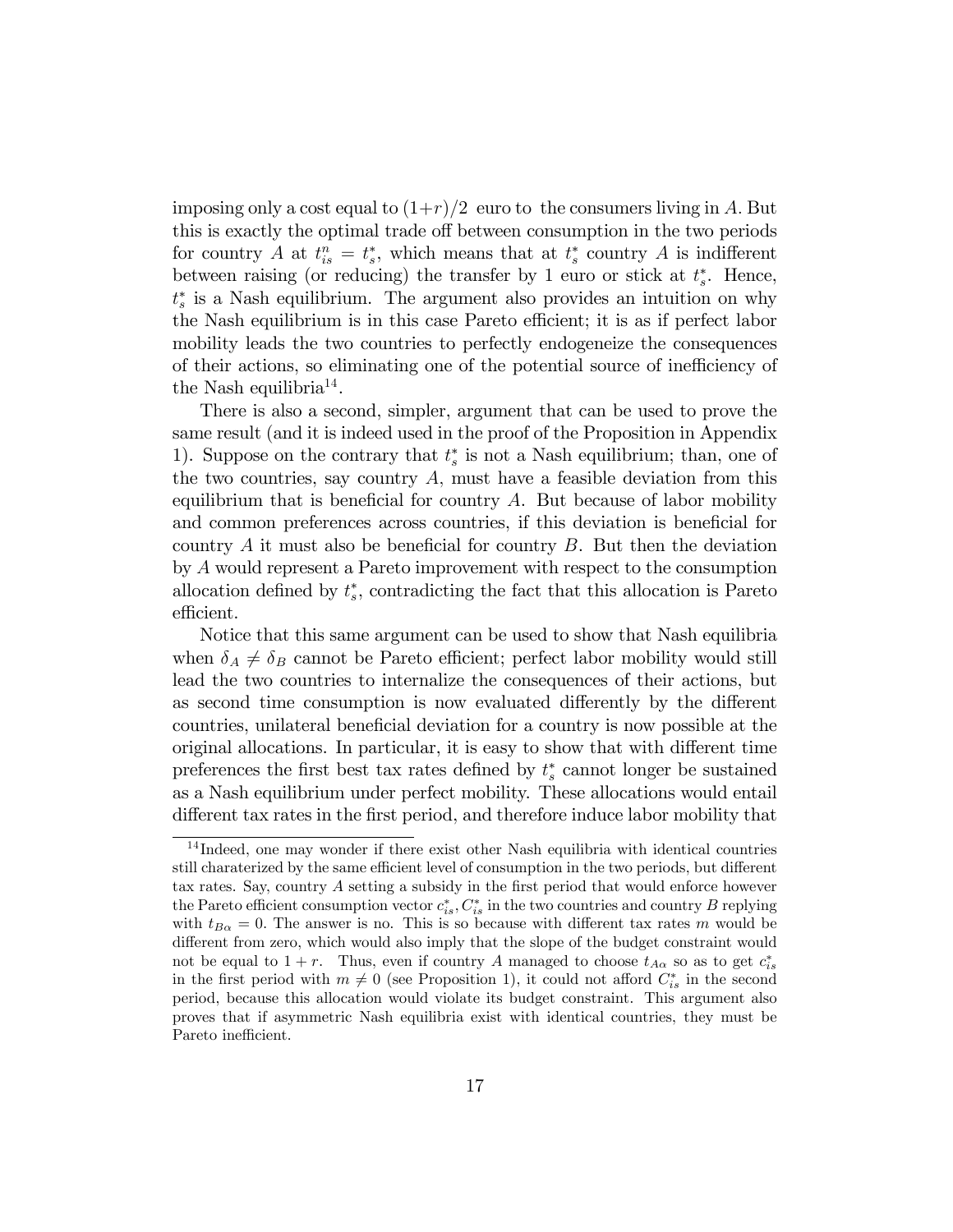imposing only a cost equal to $(1+r)/2$ euro to the consumers living in $A$. But this is exactly the optimal trade off between consumption in the two periods for country $A$ at $t_{is}^n = t_s^*$, which means that at $t_s^*$ country $A$ is indifferent between raising (or reducing) the transfer by 1 euro or stick at $t_s^*$. Hence, $t_s^*$ is a Nash equilibrium. The argument also provides an intuition on why the Nash equilibrium is in this case Pareto efficient; it is as if perfect labor mobility leads the two countries to perfectly endogeneize the consequences of their actions, so eliminating one of the potential source of inefficiency of the Nash equilibria[14].

There is also a second, simpler, argument that can be used to prove the same result (and it is indeed used in the proof of the Proposition in Appendix 1). Suppose on the contrary that $t_s^*$ is not a Nash equilibrium; than, one of the two countries, say country $A$, must have a feasible deviation from this equilibrium that is beneficial for country $A$. But because of labor mobility and common preferences across countries, if this deviation is beneficial for country $A$ it must also be beneficial for country $B$. But then the deviation by $A$ would represent a Pareto improvement with respect to the consumption allocation defined by $t_s^*$, contradicting the fact that this allocation is Pareto efficient.

Notice that this same argument can be used to show that Nash equilibria when $\delta_A \neq \delta_B$ cannot be Pareto efficient; perfect labor mobility would still lead the two countries to internalize the consequences of their actions, but as second time consumption is now evaluated differently by the different countries, unilateral beneficial deviation for a country is now possible at the original allocations. In particular, it is easy to show that with different time preferences the first best tax rates defined by $t_s^*$ cannot longer be sustained as a Nash equilibrium under perfect mobility. These allocations would entail different tax rates in the first period, and therefore induce labor mobility that

[14] Indeed, one may wonder if there exist other Nash equilibria with identical countries still charaterized by the same efficient level of consumption in the two periods, but different tax rates. Say, country $A$ setting a subsidy in the first period that would enforce however the Pareto efficient consumption vector $c_{is}^*, C_{is}^*$ in the two countries and country $B$ replying with $t_{B\alpha} = 0$. The answer is no. This is so because with different tax rates $m$ would be different from zero, which would also imply that the slope of the budget constraint would not be equal to $1+r$. Thus, even if country $A$ managed to choose $t_{A\alpha}$ so as to get $c_{is}^*$ in the first period with $m \neq 0$ (see Proposition 1), it could not afford $C_{is}^*$ in the second period, because this allocation would violate its budget constraint. This argument also proves that if asymmetric Nash equilibria exist with identical countries, they must be Pareto inefficient.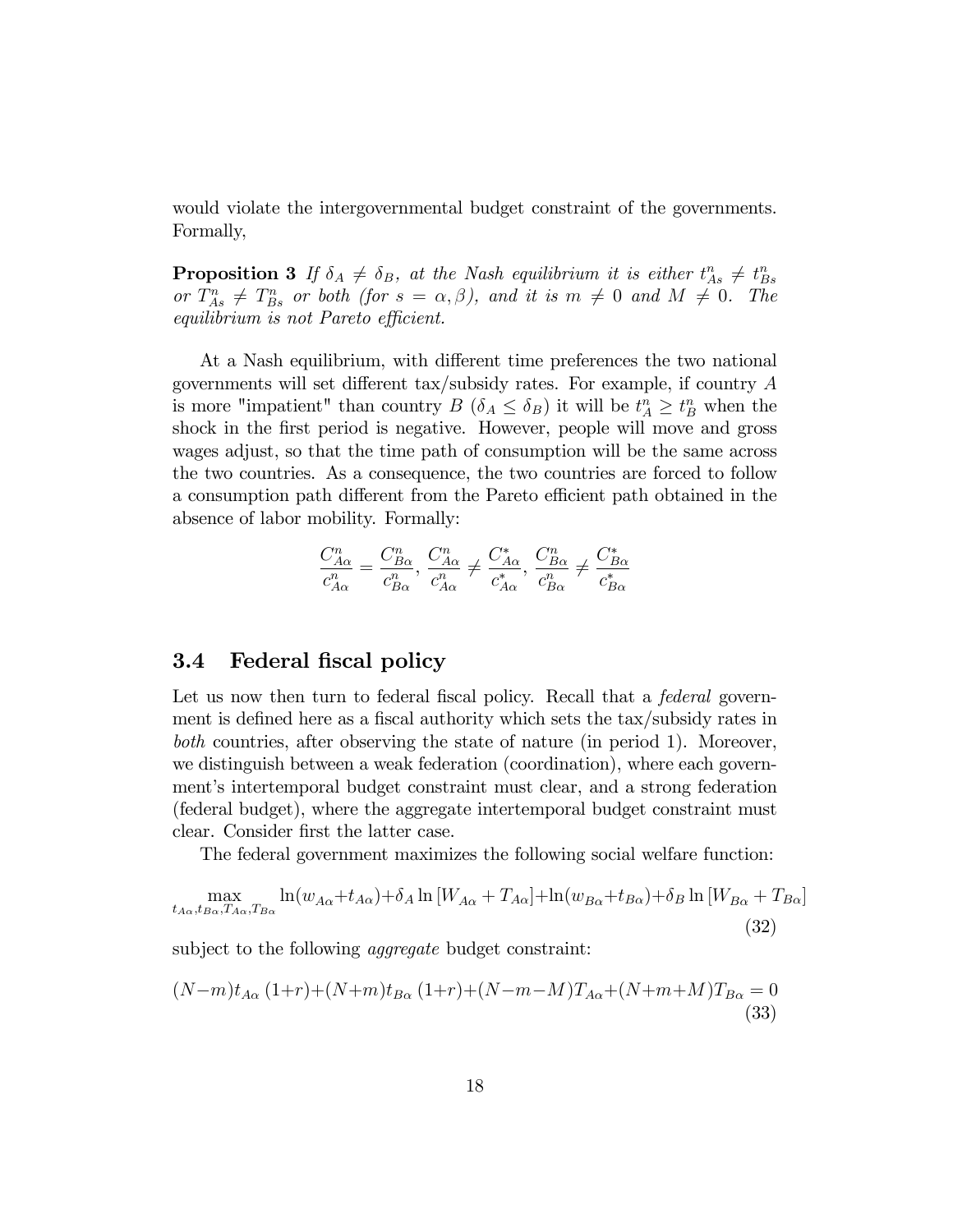would violate the intergovernmental budget constraint of the governments. Formally,

**Proposition 3** *If $\delta_A \neq \delta_B$, at the Nash equilibrium it is either $t^n_{As} \neq t^n_{Bs}$ or $T^n_{As} \neq T^n_{Bs}$ or both (for $s = \alpha, \beta$), and it is $m \neq 0$ and $M \neq 0$. The equilibrium is not Pareto efficient.*

At a Nash equilibrium, with different time preferences the two national governments will set different tax/subsidy rates. For example, if country $A$ is more "impatient" than country $B$ ($\delta_A \leq \delta_B$) it will be $t^n_A \geq t^n_B$ when the shock in the first period is negative. However, people will move and gross wages adjust, so that the time path of consumption will be the same across the two countries. As a consequence, the two countries are forced to follow a consumption path different from the Pareto efficient path obtained in the absence of labor mobility. Formally:

$$\frac{C^n_{A\alpha}}{c^n_{A\alpha}} = \frac{C^n_{B\alpha}}{c^n_{B\alpha}}, \; \frac{C^n_{A\alpha}}{c^n_{A\alpha}} \neq \frac{C^*_{A\alpha}}{c^*_{A\alpha}}, \; \frac{C^n_{B\alpha}}{c^n_{B\alpha}} \neq \frac{C^*_{B\alpha}}{c^*_{B\alpha}}$$

### 3.4 Federal fiscal policy

Let us now then turn to federal fiscal policy. Recall that a *federal* government is defined here as a fiscal authority which sets the tax/subsidy rates in *both* countries, after observing the state of nature (in period 1). Moreover, we distinguish between a weak federation (coordination), where each government's intertemporal budget constraint must clear, and a strong federation (federal budget), where the aggregate intertemporal budget constraint must clear. Consider first the latter case.

The federal government maximizes the following social welfare function:

$$\max_{t_{A\alpha}, t_{B\alpha}, T_{A\alpha}, T_{B\alpha}} \ln(w_{A\alpha}+t_{A\alpha})+\delta_A \ln\left[W_{A\alpha}+T_{A\alpha}\right]+\ln(w_{B\alpha}+t_{B\alpha})+\delta_B \ln\left[W_{B\alpha}+T_{B\alpha}\right] \tag{32}$$

subject to the following *aggregate* budget constraint:

$$(N-m)t_{A\alpha}\,(1+r)+(N+m)t_{B\alpha}\,(1+r)+(N-m-M)T_{A\alpha}+(N+m+M)T_{B\alpha}=0 \tag{33}$$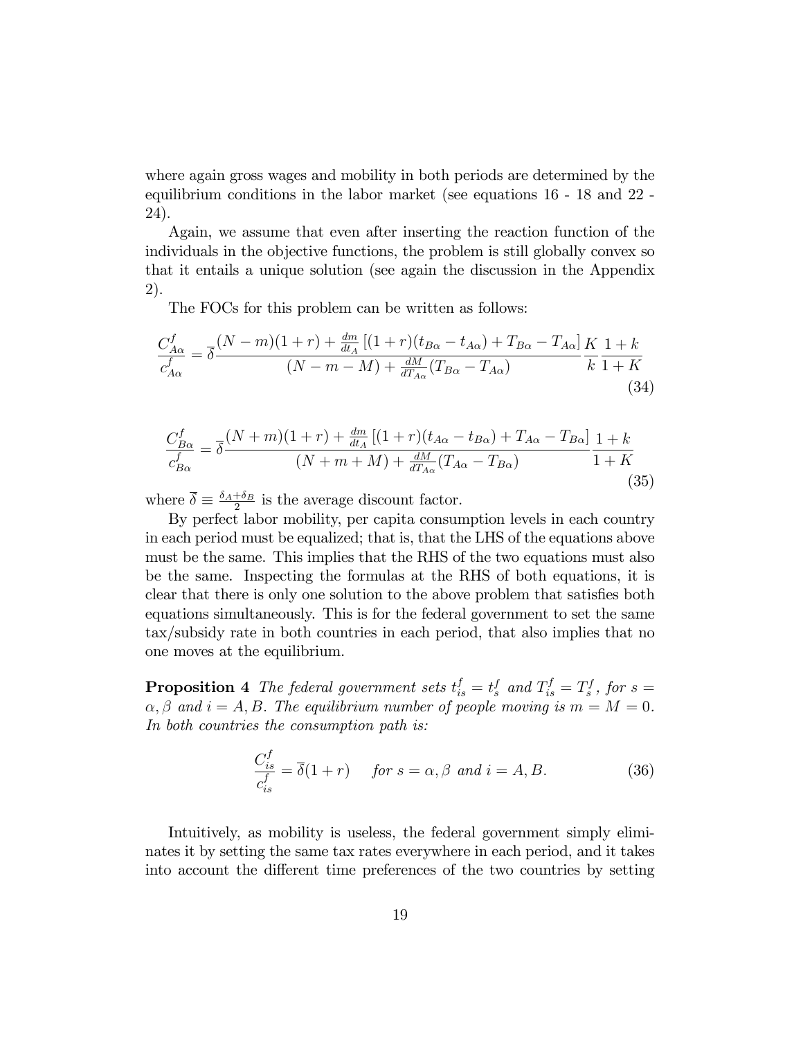where again gross wages and mobility in both periods are determined by the equilibrium conditions in the labor market (see equations 16 - 18 and 22 - 24).

Again, we assume that even after inserting the reaction function of the individuals in the objective functions, the problem is still globally convex so that it entails a unique solution (see again the discussion in the Appendix 2).

The FOCs for this problem can be written as follows:

$$\frac{C^f_{A\alpha}}{c^f_{A\alpha}} = \overline{\delta}\frac{(N-m)(1+r) + \frac{dm}{dt_A}\left[(1+r)(t_{B\alpha} - t_{A\alpha}) + T_{B\alpha} - T_{A\alpha}\right]}{(N-m-M) + \frac{dM}{dT_{A\alpha}}(T_{B\alpha} - T_{A\alpha})}\frac{K}{k}\frac{1+k}{1+K} \tag{34}$$

$$\frac{C^f_{B\alpha}}{c^f_{B\alpha}} = \overline{\delta}\frac{(N+m)(1+r) + \frac{dm}{dt_A}\left[(1+r)(t_{A\alpha} - t_{B\alpha}) + T_{A\alpha} - T_{B\alpha}\right]}{(N+m+M) + \frac{dM}{dT_{A\alpha}}(T_{A\alpha} - T_{B\alpha})}\frac{1+k}{1+K} \tag{35}$$

where $\overline{\delta} \equiv \frac{\delta_A + \delta_B}{2}$ is the average discount factor.

By perfect labor mobility, per capita consumption levels in each country in each period must be equalized; that is, that the LHS of the equations above must be the same. This implies that the RHS of the two equations must also be the same. Inspecting the formulas at the RHS of both equations, it is clear that there is only one solution to the above problem that satisfies both equations simultaneously. This is for the federal government to set the same tax/subsidy rate in both countries in each period, that also implies that no one moves at the equilibrium.

**Proposition 4** *The federal government sets $t^f_{is} = t^f_s$ and $T^f_{is} = T^f_s$, for $s = \alpha, \beta$ and $i = A, B$. The equilibrium number of people moving is $m = M = 0$. In both countries the consumption path is:*

$$\frac{C^f_{is}}{c^f_{is}} = \overline{\delta}(1+r) \quad \text{ for } s = \alpha, \beta \text{ and } i = A, B. \tag{36}$$

Intuitively, as mobility is useless, the federal government simply eliminates it by setting the same tax rates everywhere in each period, and it takes into account the different time preferences of the two countries by setting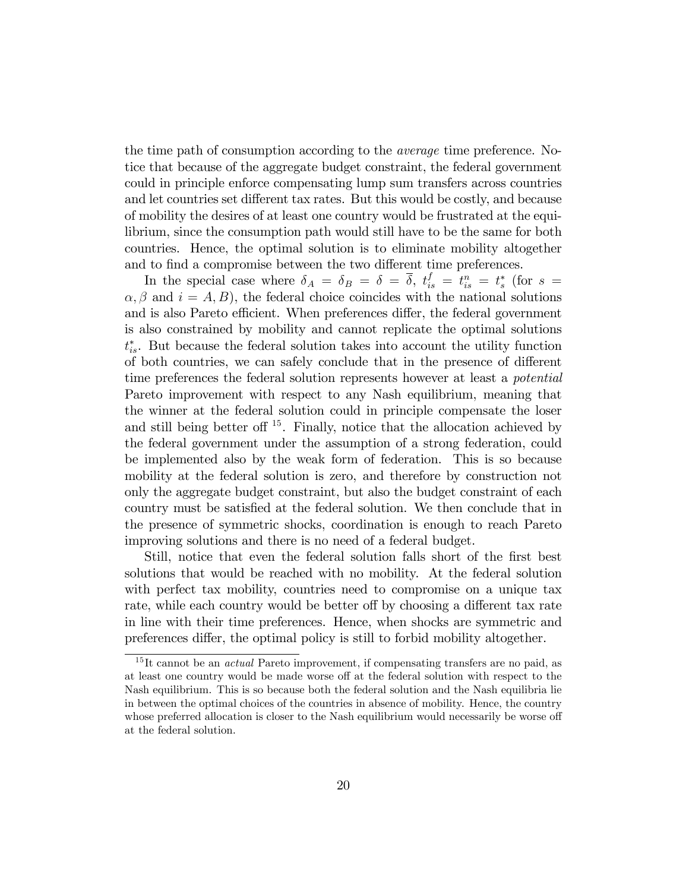the time path of consumption according to the *average* time preference. Notice that because of the aggregate budget constraint, the federal government could in principle enforce compensating lump sum transfers across countries and let countries set different tax rates. But this would be costly, and because of mobility the desires of at least one country would be frustrated at the equilibrium, since the consumption path would still have to be the same for both countries. Hence, the optimal solution is to eliminate mobility altogether and to find a compromise between the two different time preferences.

In the special case where $\delta_A = \delta_B = \delta = \overline{\delta}$, $t^f_{is} = t^n_{is} = t^*_s$ (for $s = \alpha, \beta$ and $i = A, B$), the federal choice coincides with the national solutions and is also Pareto efficient. When preferences differ, the federal government is also constrained by mobility and cannot replicate the optimal solutions $t^*_{is}$. But because the federal solution takes into account the utility function of both countries, we can safely conclude that in the presence of different time preferences the federal solution represents however at least a *potential* Pareto improvement with respect to any Nash equilibrium, meaning that the winner at the federal solution could in principle compensate the loser and still being better off [15]. Finally, notice that the allocation achieved by the federal government under the assumption of a strong federation, could be implemented also by the weak form of federation. This is so because mobility at the federal solution is zero, and therefore by construction not only the aggregate budget constraint, but also the budget constraint of each country must be satisfied at the federal solution. We then conclude that in the presence of symmetric shocks, coordination is enough to reach Pareto improving solutions and there is no need of a federal budget.

Still, notice that even the federal solution falls short of the first best solutions that would be reached with no mobility. At the federal solution with perfect tax mobility, countries need to compromise on a unique tax rate, while each country would be better off by choosing a different tax rate in line with their time preferences. Hence, when shocks are symmetric and preferences differ, the optimal policy is still to forbid mobility altogether.

[15] It cannot be an *actual* Pareto improvement, if compensating transfers are no paid, as at least one country would be made worse off at the federal solution with respect to the Nash equilibrium. This is so because both the federal solution and the Nash equilibria lie in between the optimal choices of the countries in absence of mobility. Hence, the country whose preferred allocation is closer to the Nash equilibrium would necessarily be worse off at the federal solution.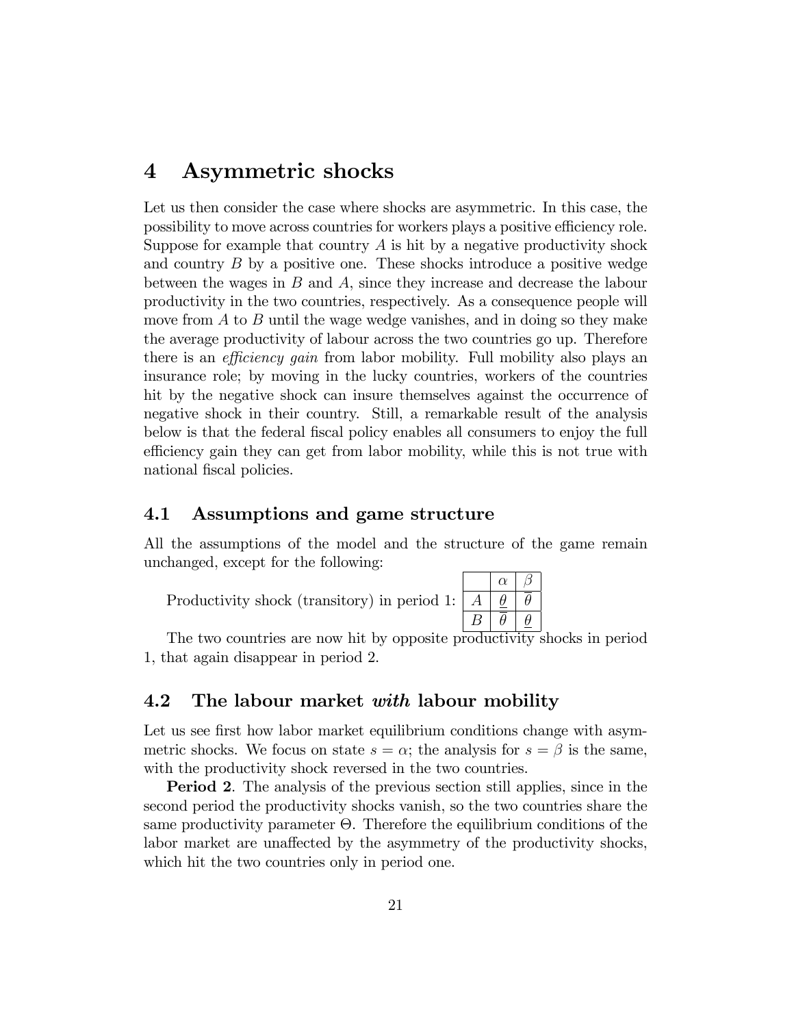# 4 Asymmetric shocks

Let us then consider the case where shocks are asymmetric. In this case, the possibility to move across countries for workers plays a positive efficiency role. Suppose for example that country $A$ is hit by a negative productivity shock and country $B$ by a positive one. These shocks introduce a positive wedge between the wages in $B$ and $A$, since they increase and decrease the labour productivity in the two countries, respectively. As a consequence people will move from $A$ to $B$ until the wage wedge vanishes, and in doing so they make the average productivity of labour across the two countries go up. Therefore there is an *efficiency gain* from labor mobility. Full mobility also plays an insurance role; by moving in the lucky countries, workers of the countries hit by the negative shock can insure themselves against the occurrence of negative shock in their country. Still, a remarkable result of the analysis below is that the federal fiscal policy enables all consumers to enjoy the full efficiency gain they can get from labor mobility, while this is not true with national fiscal policies.

## 4.1 Assumptions and game structure

All the assumptions of the model and the structure of the game remain unchanged, except for the following:

Productivity shock (transitory) in period 1:

| | $\alpha$ | $\beta$ |
|---|---|---|
| $A$ | $\underline{\theta}$ | $\overline{\theta}$ |
| $B$ | $\overline{\theta}$ | $\underline{\theta}$ |

The two countries are now hit by opposite productivity shocks in period 1, that again disappear in period 2.

## 4.2 The labour market *with* labour mobility

Let us see first how labor market equilibrium conditions change with asymmetric shocks. We focus on state $s = \alpha$; the analysis for $s = \beta$ is the same, with the productivity shock reversed in the two countries.

**Period 2**. The analysis of the previous section still applies, since in the second period the productivity shocks vanish, so the two countries share the same productivity parameter $\Theta$. Therefore the equilibrium conditions of the labor market are unaffected by the asymmetry of the productivity shocks, which hit the two countries only in period one.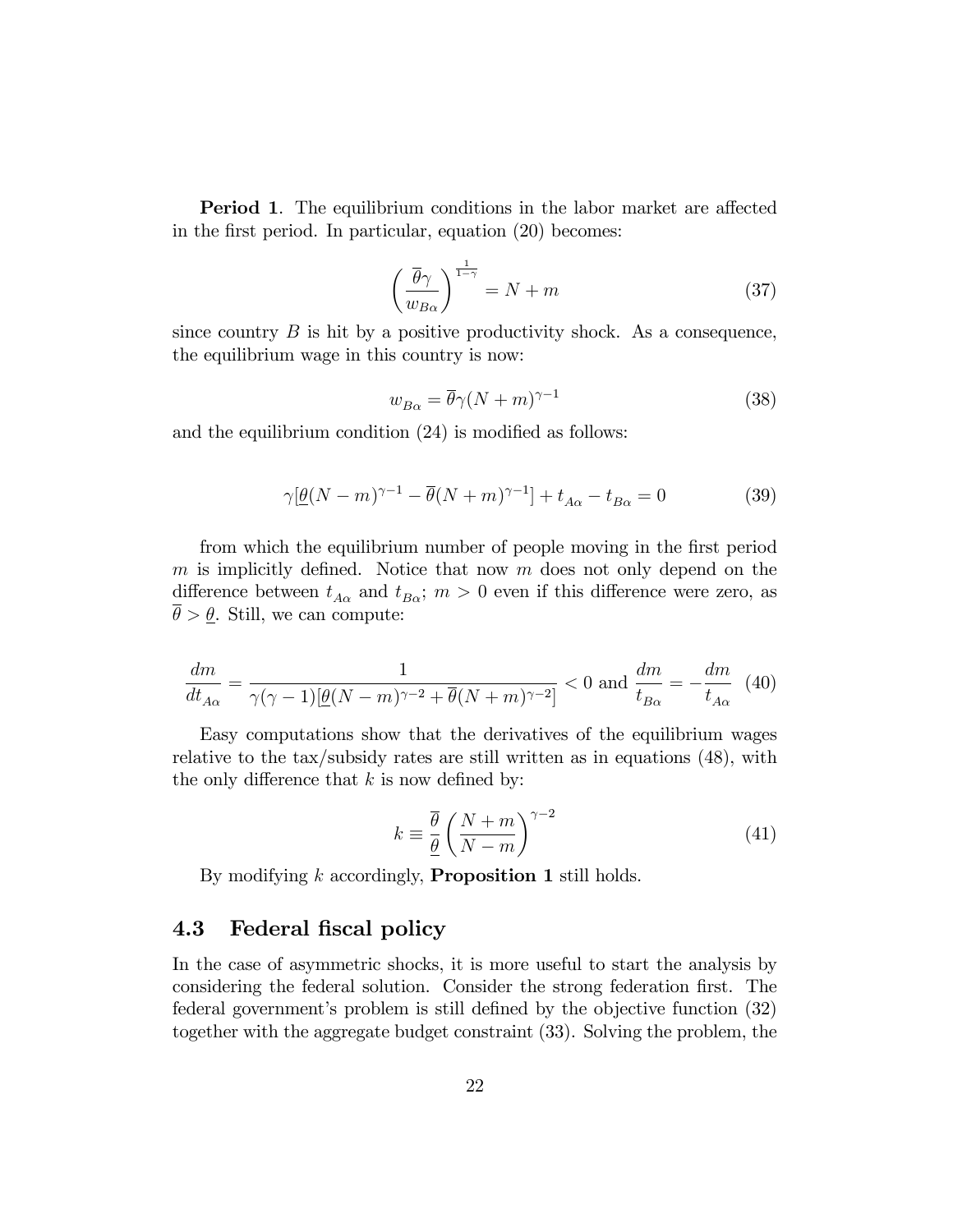**Period 1**. The equilibrium conditions in the labor market are affected in the first period. In particular, equation (20) becomes:

$$\left(\frac{\overline{\theta}\gamma}{w_{B\alpha}}\right)^{\frac{1}{1-\gamma}} = N + m \tag{37}$$

since country $B$ is hit by a positive productivity shock. As a consequence, the equilibrium wage in this country is now:

$$w_{B\alpha} = \overline{\theta}\gamma(N+m)^{\gamma-1} \tag{38}$$

and the equilibrium condition (24) is modified as follows:

$$\gamma[\underline{\theta}(N-m)^{\gamma-1} - \overline{\theta}(N+m)^{\gamma-1}] + t_{A\alpha} - t_{B\alpha} = 0 \tag{39}$$

from which the equilibrium number of people moving in the first period $m$ is implicitly defined. Notice that now $m$ does not only depend on the difference between $t_{A\alpha}$ and $t_{B\alpha}$; $m > 0$ even if this difference were zero, as $\overline{\theta} > \underline{\theta}$. Still, we can compute:

$$\frac{dm}{dt_{A\alpha}} = \frac{1}{\gamma(\gamma-1)[\underline{\theta}(N-m)^{\gamma-2} + \overline{\theta}(N+m)^{\gamma-2}]} < 0 \text{ and } \frac{dm}{t_{B\alpha}} = -\frac{dm}{t_{A\alpha}} \tag{40}$$

Easy computations show that the derivatives of the equilibrium wages relative to the tax/subsidy rates are still written as in equations (48), with the only difference that $k$ is now defined by:

$$k \equiv \frac{\overline{\theta}}{\underline{\theta}}\left(\frac{N+m}{N-m}\right)^{\gamma-2} \tag{41}$$

By modifying $k$ accordingly, **Proposition 1** still holds.

## 4.3 Federal fiscal policy

In the case of asymmetric shocks, it is more useful to start the analysis by considering the federal solution. Consider the strong federation first. The federal government's problem is still defined by the objective function (32) together with the aggregate budget constraint (33). Solving the problem, the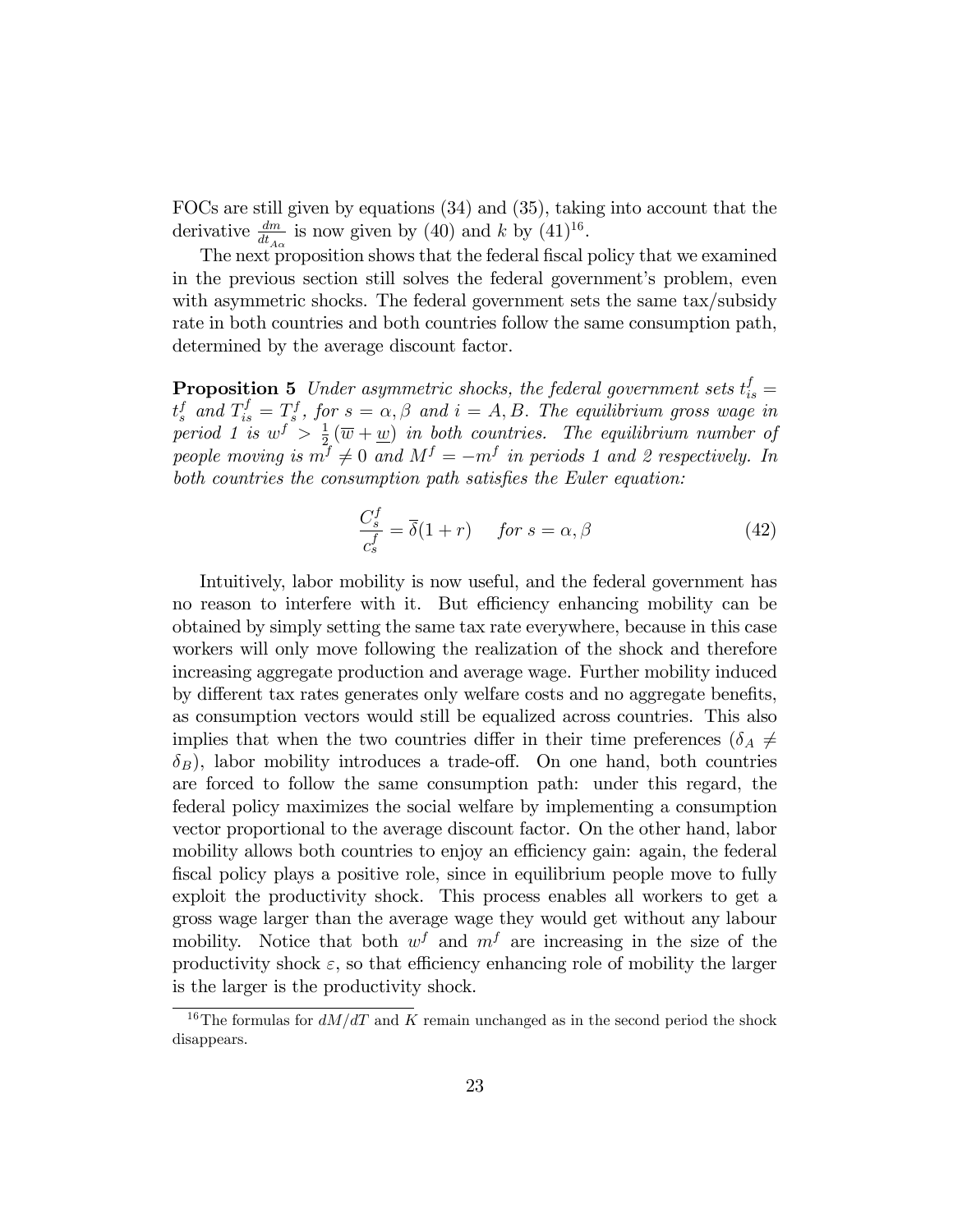FOCs are still given by equations (34) and (35), taking into account that the derivative $\frac{dm}{dt_{A\alpha}}$ is now given by (40) and $k$ by (41)[16].

The next proposition shows that the federal fiscal policy that we examined in the previous section still solves the federal government's problem, even with asymmetric shocks. The federal government sets the same tax/subsidy rate in both countries and both countries follow the same consumption path, determined by the average discount factor.

**Proposition 5** *Under asymmetric shocks, the federal government sets $t_{is}^f = t_s^f$ and $T_{is}^f = T_s^f$, for $s = \alpha, \beta$ and $i = A, B$. The equilibrium gross wage in period 1 is $w^f > \frac{1}{2}(\overline{w} + \underline{w})$ in both countries. The equilibrium number of people moving is $m^f \neq 0$ and $M^f = -m^f$ in periods 1 and 2 respectively. In both countries the consumption path satisfies the Euler equation:*

$$\frac{C_s^f}{c_s^f} = \overline{\delta}(1+r) \quad \text{for } s = \alpha, \beta \tag{42}$$

Intuitively, labor mobility is now useful, and the federal government has no reason to interfere with it. But efficiency enhancing mobility can be obtained by simply setting the same tax rate everywhere, because in this case workers will only move following the realization of the shock and therefore increasing aggregate production and average wage. Further mobility induced by different tax rates generates only welfare costs and no aggregate benefits, as consumption vectors would still be equalized across countries. This also implies that when the two countries differ in their time preferences ($\delta_A \neq \delta_B$), labor mobility introduces a trade-off. On one hand, both countries are forced to follow the same consumption path: under this regard, the federal policy maximizes the social welfare by implementing a consumption vector proportional to the average discount factor. On the other hand, labor mobility allows both countries to enjoy an efficiency gain: again, the federal fiscal policy plays a positive role, since in equilibrium people move to fully exploit the productivity shock. This process enables all workers to get a gross wage larger than the average wage they would get without any labour mobility. Notice that both $w^f$ and $m^f$ are increasing in the size of the productivity shock $\varepsilon$, so that efficiency enhancing role of mobility the larger is the larger is the productivity shock.

[16] The formulas for $dM/dT$ and $K$ remain unchanged as in the second period the shock disappears.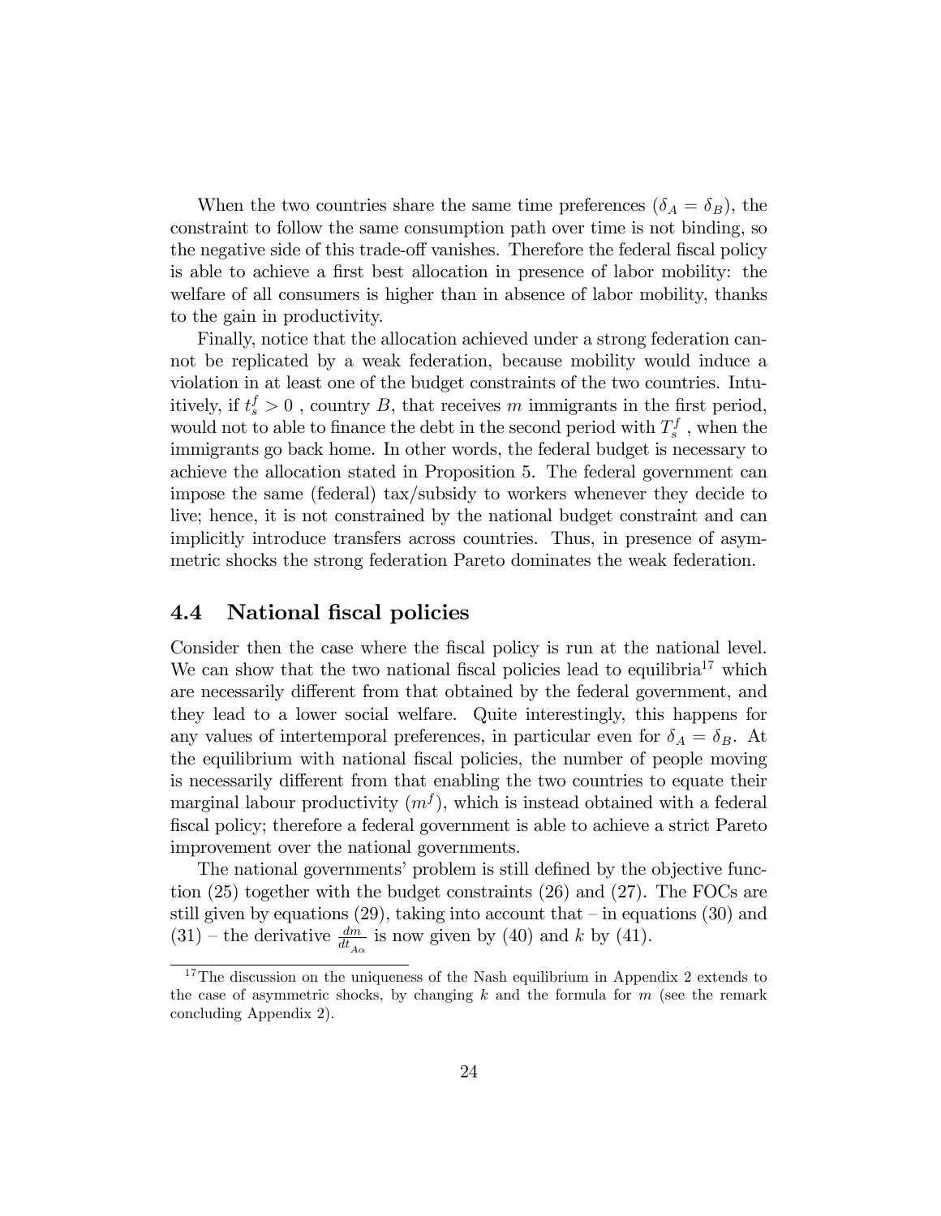When the two countries share the same time preferences ($\delta_A = \delta_B$), the constraint to follow the same consumption path over time is not binding, so the negative side of this trade-off vanishes. Therefore the federal fiscal policy is able to achieve a first best allocation in presence of labor mobility: the welfare of all consumers is higher than in absence of labor mobility, thanks to the gain in productivity.

Finally, notice that the allocation achieved under a strong federation cannot be replicated by a weak federation, because mobility would induce a violation in at least one of the budget constraints of the two countries. Intuitively, if $t_s^f > 0$ , country $B$, that receives $m$ immigrants in the first period, would not to able to finance the debt in the second period with $T_s^f$ , when the immigrants go back home. In other words, the federal budget is necessary to achieve the allocation stated in Proposition 5. The federal government can impose the same (federal) tax/subsidy to workers whenever they decide to live; hence, it is not constrained by the national budget constraint and can implicitly introduce transfers across countries. Thus, in presence of asymmetric shocks the strong federation Pareto dominates the weak federation.

## 4.4 National fiscal policies

Consider then the case where the fiscal policy is run at the national level. We can show that the two national fiscal policies lead to equilibria[17] which are necessarily different from that obtained by the federal government, and they lead to a lower social welfare. Quite interestingly, this happens for any values of intertemporal preferences, in particular even for $\delta_A = \delta_B$. At the equilibrium with national fiscal policies, the number of people moving is necessarily different from that enabling the two countries to equate their marginal labour productivity ($m^f$), which is instead obtained with a federal fiscal policy; therefore a federal government is able to achieve a strict Pareto improvement over the national governments.

The national governments' problem is still defined by the objective function (25) together with the budget constraints (26) and (27). The FOCs are still given by equations (29), taking into account that – in equations (30) and (31) – the derivative $\frac{dm}{dt_{A\alpha}}$ is now given by (40) and $k$ by (41).

[17] The discussion on the uniqueness of the Nash equilibrium in Appendix 2 extends to the case of asymmetric shocks, by changing $k$ and the formula for $m$ (see the remark concluding Appendix 2).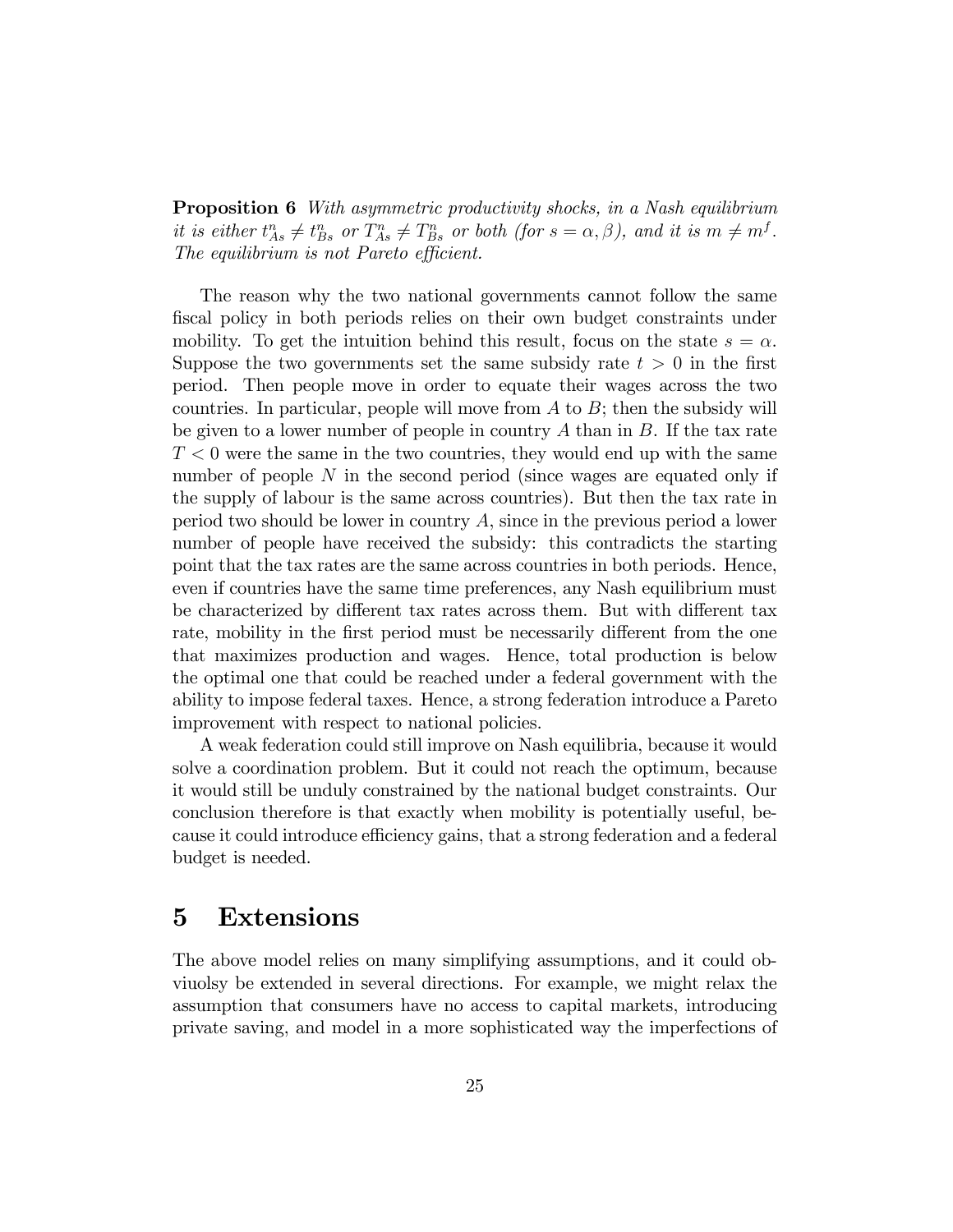**Proposition 6** *With asymmetric productivity shocks, in a Nash equilibrium it is either $t^n_{As} \neq t^n_{Bs}$ or $T^n_{As} \neq T^n_{Bs}$ or both (for $s = \alpha, \beta$), and it is $m \neq m^f$. The equilibrium is not Pareto efficient.*

The reason why the two national governments cannot follow the same fiscal policy in both periods relies on their own budget constraints under mobility. To get the intuition behind this result, focus on the state $s = \alpha$. Suppose the two governments set the same subsidy rate $t > 0$ in the first period. Then people move in order to equate their wages across the two countries. In particular, people will move from $A$ to $B$; then the subsidy will be given to a lower number of people in country $A$ than in $B$. If the tax rate $T < 0$ were the same in the two countries, they would end up with the same number of people $N$ in the second period (since wages are equated only if the supply of labour is the same across countries). But then the tax rate in period two should be lower in country $A$, since in the previous period a lower number of people have received the subsidy: this contradicts the starting point that the tax rates are the same across countries in both periods. Hence, even if countries have the same time preferences, any Nash equilibrium must be characterized by different tax rates across them. But with different tax rate, mobility in the first period must be necessarily different from the one that maximizes production and wages. Hence, total production is below the optimal one that could be reached under a federal government with the ability to impose federal taxes. Hence, a strong federation introduce a Pareto improvement with respect to national policies.

A weak federation could still improve on Nash equilibria, because it would solve a coordination problem. But it could not reach the optimum, because it would still be unduly constrained by the national budget constraints. Our conclusion therefore is that exactly when mobility is potentially useful, because it could introduce efficiency gains, that a strong federation and a federal budget is needed.

# 5 Extensions

The above model relies on many simplifying assumptions, and it could obviuolsy be extended in several directions. For example, we might relax the assumption that consumers have no access to capital markets, introducing private saving, and model in a more sophisticated way the imperfections of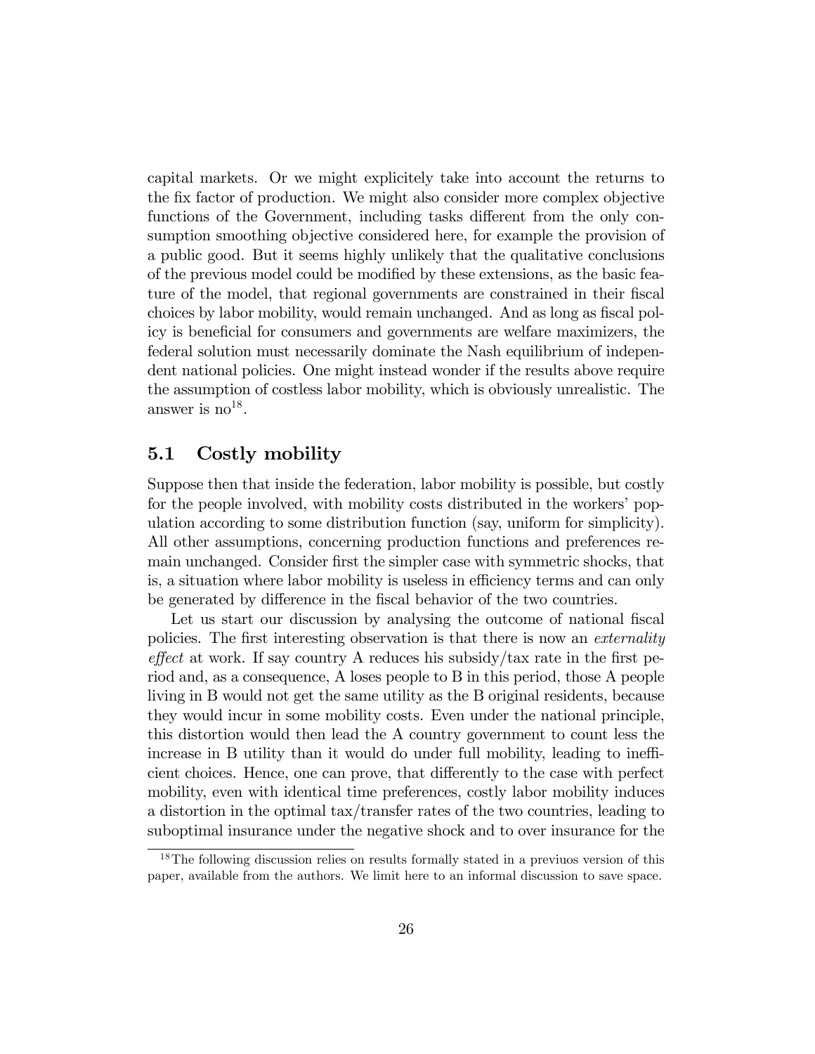capital markets. Or we might explicitely take into account the returns to the fix factor of production. We might also consider more complex objective functions of the Government, including tasks different from the only consumption smoothing objective considered here, for example the provision of a public good. But it seems highly unlikely that the qualitative conclusions of the previous model could be modified by these extensions, as the basic feature of the model, that regional governments are constrained in their fiscal choices by labor mobility, would remain unchanged. And as long as fiscal policy is beneficial for consumers and governments are welfare maximizers, the federal solution must necessarily dominate the Nash equilibrium of independent national policies. One might instead wonder if the results above require the assumption of costless labor mobility, which is obviously unrealistic. The answer is no[18].

## 5.1 Costly mobility

Suppose then that inside the federation, labor mobility is possible, but costly for the people involved, with mobility costs distributed in the workers' population according to some distribution function (say, uniform for simplicity). All other assumptions, concerning production functions and preferences remain unchanged. Consider first the simpler case with symmetric shocks, that is, a situation where labor mobility is useless in efficiency terms and can only be generated by difference in the fiscal behavior of the two countries.

Let us start our discussion by analysing the outcome of national fiscal policies. The first interesting observation is that there is now an *externality effect* at work. If say country A reduces his subsidy/tax rate in the first period and, as a consequence, A loses people to B in this period, those A people living in B would not get the same utility as the B original residents, because they would incur in some mobility costs. Even under the national principle, this distortion would then lead the A country government to count less the increase in B utility than it would do under full mobility, leading to inefficient choices. Hence, one can prove, that differently to the case with perfect mobility, even with identical time preferences, costly labor mobility induces a distortion in the optimal tax/transfer rates of the two countries, leading to suboptimal insurance under the negative shock and to over insurance for the

[18] The following discussion relies on results formally stated in a previuos version of this paper, available from the authors. We limit here to an informal discussion to save space.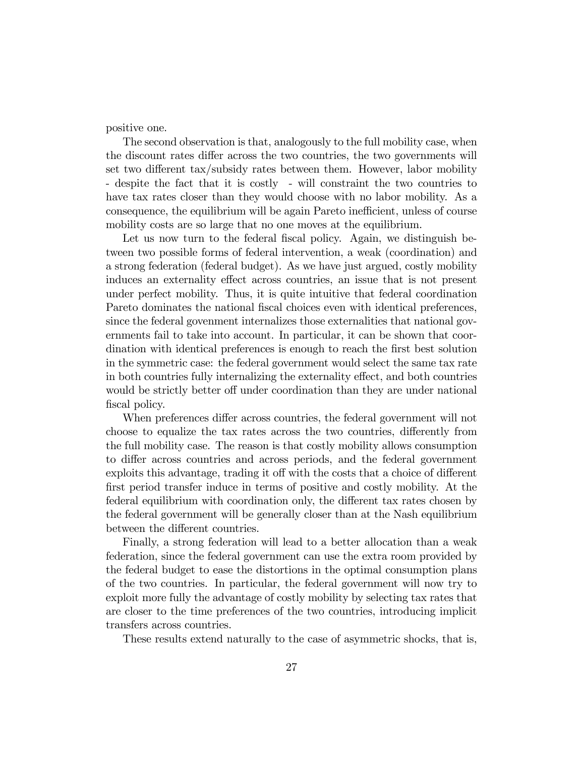positive one.

The second observation is that, analogously to the full mobility case, when the discount rates differ across the two countries, the two governments will set two different tax/subsidy rates between them. However, labor mobility - despite the fact that it is costly - will constraint the two countries to have tax rates closer than they would choose with no labor mobility. As a consequence, the equilibrium will be again Pareto inefficient, unless of course mobility costs are so large that no one moves at the equilibrium.

Let us now turn to the federal fiscal policy. Again, we distinguish between two possible forms of federal intervention, a weak (coordination) and a strong federation (federal budget). As we have just argued, costly mobility induces an externality effect across countries, an issue that is not present under perfect mobility. Thus, it is quite intuitive that federal coordination Pareto dominates the national fiscal choices even with identical preferences, since the federal govenment internalizes those externalities that national governments fail to take into account. In particular, it can be shown that coordination with identical preferences is enough to reach the first best solution in the symmetric case: the federal government would select the same tax rate in both countries fully internalizing the externality effect, and both countries would be strictly better off under coordination than they are under national fiscal policy.

When preferences differ across countries, the federal government will not choose to equalize the tax rates across the two countries, differently from the full mobility case. The reason is that costly mobility allows consumption to differ across countries and across periods, and the federal government exploits this advantage, trading it off with the costs that a choice of different first period transfer induce in terms of positive and costly mobility. At the federal equilibrium with coordination only, the different tax rates chosen by the federal government will be generally closer than at the Nash equilibrium between the different countries.

Finally, a strong federation will lead to a better allocation than a weak federation, since the federal government can use the extra room provided by the federal budget to ease the distortions in the optimal consumption plans of the two countries. In particular, the federal government will now try to exploit more fully the advantage of costly mobility by selecting tax rates that are closer to the time preferences of the two countries, introducing implicit transfers across countries.

These results extend naturally to the case of asymmetric shocks, that is,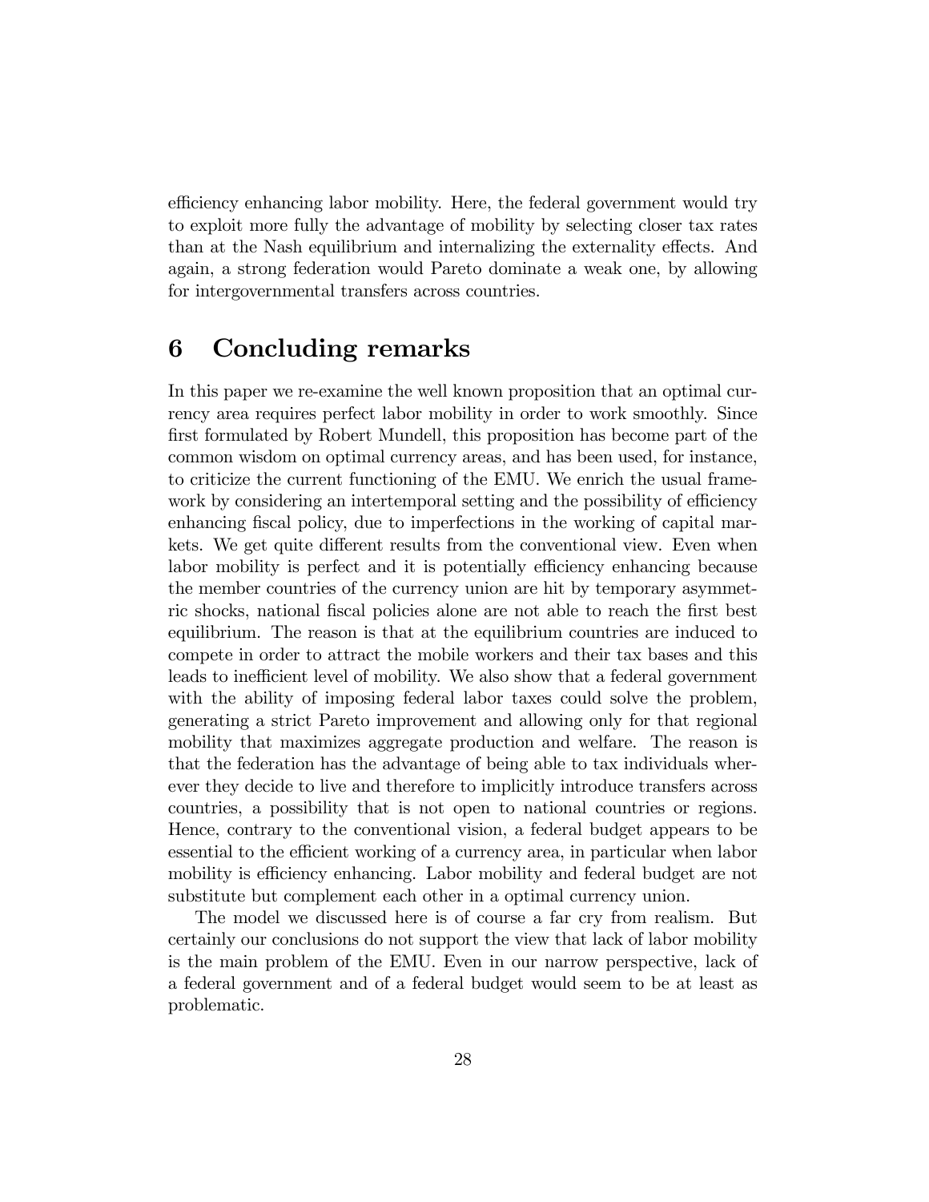efficiency enhancing labor mobility. Here, the federal government would try to exploit more fully the advantage of mobility by selecting closer tax rates than at the Nash equilibrium and internalizing the externality effects. And again, a strong federation would Pareto dominate a weak one, by allowing for intergovernmental transfers across countries.

## 6 Concluding remarks

In this paper we re-examine the well known proposition that an optimal currency area requires perfect labor mobility in order to work smoothly. Since first formulated by Robert Mundell, this proposition has become part of the common wisdom on optimal currency areas, and has been used, for instance, to criticize the current functioning of the EMU. We enrich the usual framework by considering an intertemporal setting and the possibility of efficiency enhancing fiscal policy, due to imperfections in the working of capital markets. We get quite different results from the conventional view. Even when labor mobility is perfect and it is potentially efficiency enhancing because the member countries of the currency union are hit by temporary asymmetric shocks, national fiscal policies alone are not able to reach the first best equilibrium. The reason is that at the equilibrium countries are induced to compete in order to attract the mobile workers and their tax bases and this leads to inefficient level of mobility. We also show that a federal government with the ability of imposing federal labor taxes could solve the problem, generating a strict Pareto improvement and allowing only for that regional mobility that maximizes aggregate production and welfare. The reason is that the federation has the advantage of being able to tax individuals wherever they decide to live and therefore to implicitly introduce transfers across countries, a possibility that is not open to national countries or regions. Hence, contrary to the conventional vision, a federal budget appears to be essential to the efficient working of a currency area, in particular when labor mobility is efficiency enhancing. Labor mobility and federal budget are not substitute but complement each other in a optimal currency union.

The model we discussed here is of course a far cry from realism. But certainly our conclusions do not support the view that lack of labor mobility is the main problem of the EMU. Even in our narrow perspective, lack of a federal government and of a federal budget would seem to be at least as problematic.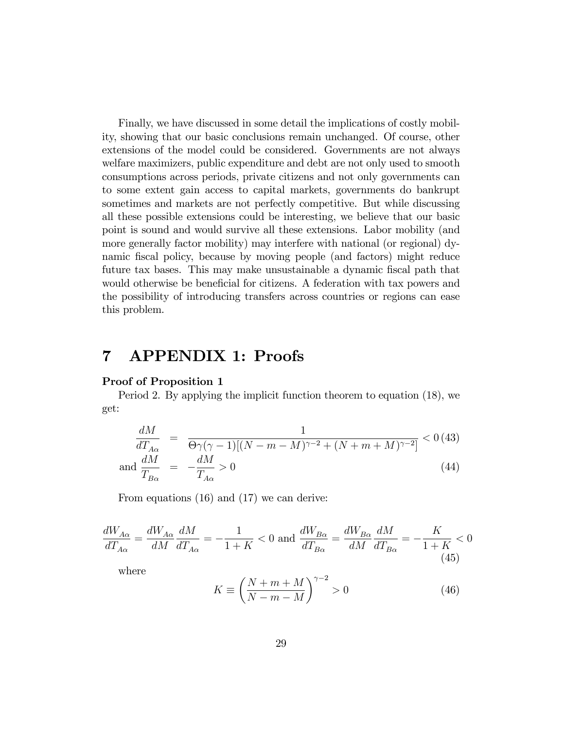Finally, we have discussed in some detail the implications of costly mobility, showing that our basic conclusions remain unchanged. Of course, other extensions of the model could be considered. Governments are not always welfare maximizers, public expenditure and debt are not only used to smooth consumptions across periods, private citizens and not only governments can to some extent gain access to capital markets, governments do bankrupt sometimes and markets are not perfectly competitive. But while discussing all these possible extensions could be interesting, we believe that our basic point is sound and would survive all these extensions. Labor mobility (and more generally factor mobility) may interfere with national (or regional) dynamic fiscal policy, because by moving people (and factors) might reduce future tax bases. This may make unsustainable a dynamic fiscal path that would otherwise be beneficial for citizens. A federation with tax powers and the possibility of introducing transfers across countries or regions can ease this problem.

# 7 APPENDIX 1: Proofs

**Proof of Proposition 1**

Period 2. By applying the implicit function theorem to equation (18), we get:

$$\frac{dM}{dT_{A\alpha}} = \frac{1}{\Theta\gamma(\gamma-1)[(N-m-M)^{\gamma-2}+(N+m+M)^{\gamma-2}]} < 0 \quad (43)$$

$$\text{and } \frac{dM}{T_{B\alpha}} = -\frac{dM}{T_{A\alpha}} > 0 \quad (44)$$

From equations (16) and (17) we can derive:

$$\frac{dW_{A\alpha}}{dT_{A\alpha}} = \frac{dW_{A\alpha}}{dM}\frac{dM}{dT_{A\alpha}} = -\frac{1}{1+K} < 0 \text{ and } \frac{dW_{B\alpha}}{dT_{B\alpha}} = \frac{dW_{B\alpha}}{dM}\frac{dM}{dT_{B\alpha}} = -\frac{K}{1+K} < 0 \quad (45)$$

where

$$K \equiv \left(\frac{N+m+M}{N-m-M}\right)^{\gamma-2} > 0 \quad (46)$$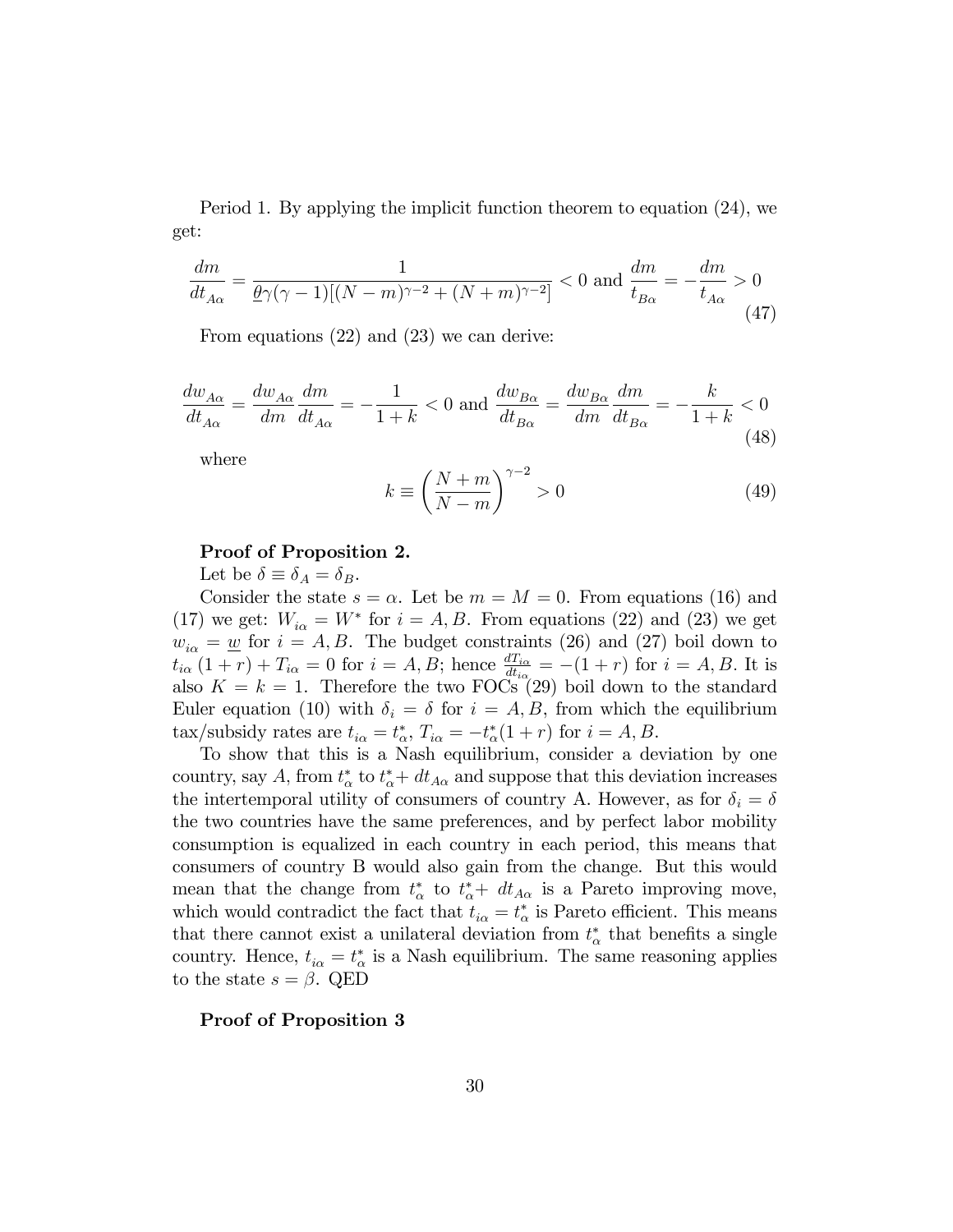Period 1. By applying the implicit function theorem to equation (24), we get:

$$\frac{dm}{dt_{A\alpha}} = \frac{1}{\underline{\theta}\gamma(\gamma-1)[(N-m)^{\gamma-2}+(N+m)^{\gamma-2}]} < 0 \text{ and } \frac{dm}{t_{B\alpha}} = -\frac{dm}{t_{A\alpha}} > 0 \tag{47}$$

From equations (22) and (23) we can derive:

$$\frac{dw_{A\alpha}}{dt_{A\alpha}} = \frac{dw_{A\alpha}}{dm}\frac{dm}{dt_{A\alpha}} = -\frac{1}{1+k} < 0 \text{ and } \frac{dw_{B\alpha}}{dt_{B\alpha}} = \frac{dw_{B\alpha}}{dm}\frac{dm}{dt_{B\alpha}} = -\frac{k}{1+k} < 0 \tag{48}$$

where

$$k \equiv \left(\frac{N+m}{N-m}\right)^{\gamma-2} > 0 \tag{49}$$

**Proof of Proposition 2.**

Let be $\delta \equiv \delta_A = \delta_B$.

Consider the state $s = \alpha$. Let be $m = M = 0$. From equations (16) and (17) we get: $W_{i\alpha} = W^*$ for $i = A, B$. From equations (22) and (23) we get $w_{i\alpha} = \underline{w}$ for $i = A, B$. The budget constraints (26) and (27) boil down to $t_{i\alpha}(1+r) + T_{i\alpha} = 0$ for $i = A, B$; hence $\frac{dT_{i\alpha}}{dt_{i\alpha}} = -(1+r)$ for $i = A, B$. It is also $K = k = 1$. Therefore the two FOCs (29) boil down to the standard Euler equation (10) with $\delta_i = \delta$ for $i = A, B$, from which the equilibrium tax/subsidy rates are $t_{i\alpha} = t^*_\alpha$, $T_{i\alpha} = -t^*_\alpha(1+r)$ for $i = A, B$.

To show that this is a Nash equilibrium, consider a deviation by one country, say $A$, from $t^*_\alpha$ to $t^*_\alpha + dt_{A\alpha}$ and suppose that this deviation increases the intertemporal utility of consumers of country A. However, as for $\delta_i = \delta$ the two countries have the same preferences, and by perfect labor mobility consumption is equalized in each country in each period, this means that consumers of country B would also gain from the change. But this would mean that the change from $t^*_\alpha$ to $t^*_\alpha + dt_{A\alpha}$ is a Pareto improving move, which would contradict the fact that $t_{i\alpha} = t^*_\alpha$ is Pareto efficient. This means that there cannot exist a unilateral deviation from $t^*_\alpha$ that benefits a single country. Hence, $t_{i\alpha} = t^*_\alpha$ is a Nash equilibrium. The same reasoning applies to the state $s = \beta$. QED

**Proof of Proposition 3**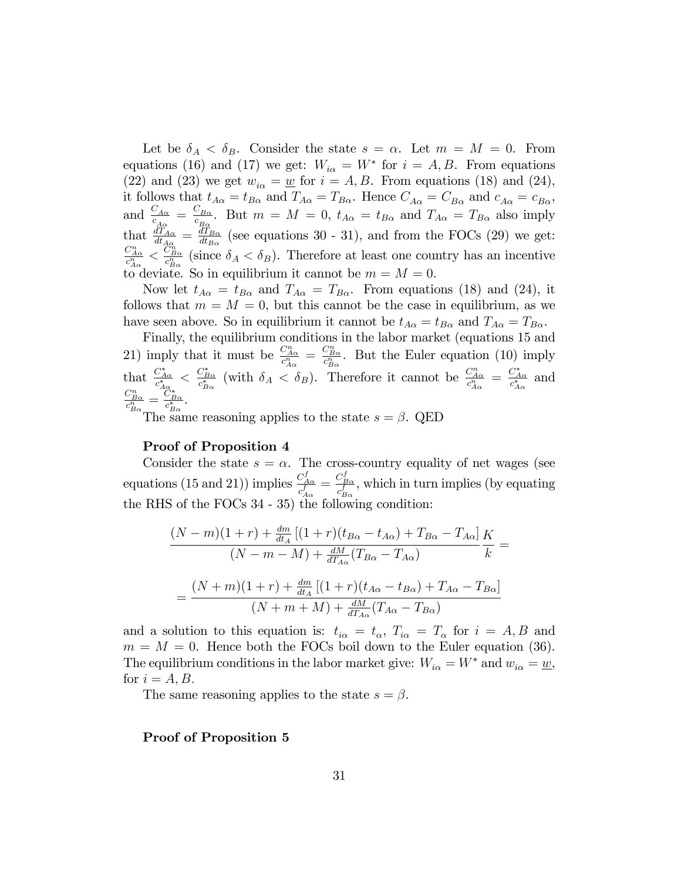Let be $\delta_A < \delta_B$. Consider the state $s = \alpha$. Let $m = M = 0$. From equations (16) and (17) we get: $W_{i\alpha} = W^*$ for $i = A, B$. From equations (22) and (23) we get $w_{i\alpha} = \underline{w}$ for $i = A, B$. From equations (18) and (24), it follows that $t_{A\alpha} = t_{B\alpha}$ and $T_{A\alpha} = T_{B\alpha}$. Hence $C_{A\alpha} = C_{B\alpha}$ and $c_{A\alpha} = c_{B\alpha}$, and $\frac{C_{A\alpha}}{c_{A\alpha}} = \frac{C_{B\alpha}}{c_{B\alpha}}$. But $m = M = 0$, $t_{A\alpha} = t_{B\alpha}$ and $T_{A\alpha} = T_{B\alpha}$ also imply that $\frac{dT_{A\alpha}}{dt_{A\alpha}} = \frac{dT_{B\alpha}}{dt_{B\alpha}}$ (see equations 30 - 31), and from the FOCs (29) we get: $\frac{C^n_{A\alpha}}{c^n_{A\alpha}} < \frac{C^n_{B\alpha}}{c^n_{B\alpha}}$ (since $\delta_A < \delta_B$). Therefore at least one country has an incentive to deviate. So in equilibrium it cannot be $m = M = 0$.

Now let $t_{A\alpha} = t_{B\alpha}$ and $T_{A\alpha} = T_{B\alpha}$. From equations (18) and (24), it follows that $m = M = 0$, but this cannot be the case in equilibrium, as we have seen above. So in equilibrium it cannot be $t_{A\alpha} = t_{B\alpha}$ and $T_{A\alpha} = T_{B\alpha}$.

Finally, the equilibrium conditions in the labor market (equations 15 and 21) imply that it must be $\frac{C^n_{A\alpha}}{c^n_{A\alpha}} = \frac{C^n_{B\alpha}}{c^n_{B\alpha}}$. But the Euler equation (10) imply that $\frac{C^*_{A\alpha}}{c^*_{A\alpha}} < \frac{C^*_{B\alpha}}{c^*_{B\alpha}}$ (with $\delta_A < \delta_B$). Therefore it cannot be $\frac{C^n_{A\alpha}}{c^n_{A\alpha}} = \frac{C^*_{A\alpha}}{c^*_{A\alpha}}$ and $\frac{C^n_{B\alpha}}{c^n_{B\alpha}} = \frac{C^*_{B\alpha}}{c^*_{B\alpha}}$.

The same reasoning applies to the state $s = \beta$. QED

**Proof of Proposition 4**

Consider the state $s = \alpha$. The cross-country equality of net wages (see equations (15 and 21)) implies $\frac{C^f_{A\alpha}}{c^f_{A\alpha}} = \frac{C^f_{B\alpha}}{c^f_{B\alpha}}$, which in turn implies (by equating the RHS of the FOCs 34 - 35) the following condition:

$$\frac{(N-m)(1+r) + \frac{dm}{dt_A}\left[(1+r)(t_{B\alpha} - t_{A\alpha}) + T_{B\alpha} - T_{A\alpha}\right]}{(N-m-M) + \frac{dM}{dT_{A\alpha}}(T_{B\alpha} - T_{A\alpha})}\frac{K}{k} =$$

$$= \frac{(N+m)(1+r) + \frac{dm}{dt_A}\left[(1+r)(t_{A\alpha} - t_{B\alpha}) + T_{A\alpha} - T_{B\alpha}\right]}{(N+m+M) + \frac{dM}{dT_{A\alpha}}(T_{A\alpha} - T_{B\alpha})}$$

and a solution to this equation is: $t_{i\alpha} = t_\alpha$, $T_{i\alpha} = T_\alpha$ for $i = A, B$ and $m = M = 0$. Hence both the FOCs boil down to the Euler equation (36). The equilibrium conditions in the labor market give: $W_{i\alpha} = W^*$ and $w_{i\alpha} = \underline{w}$, for $i = A, B$.

The same reasoning applies to the state $s = \beta$.

**Proof of Proposition 5**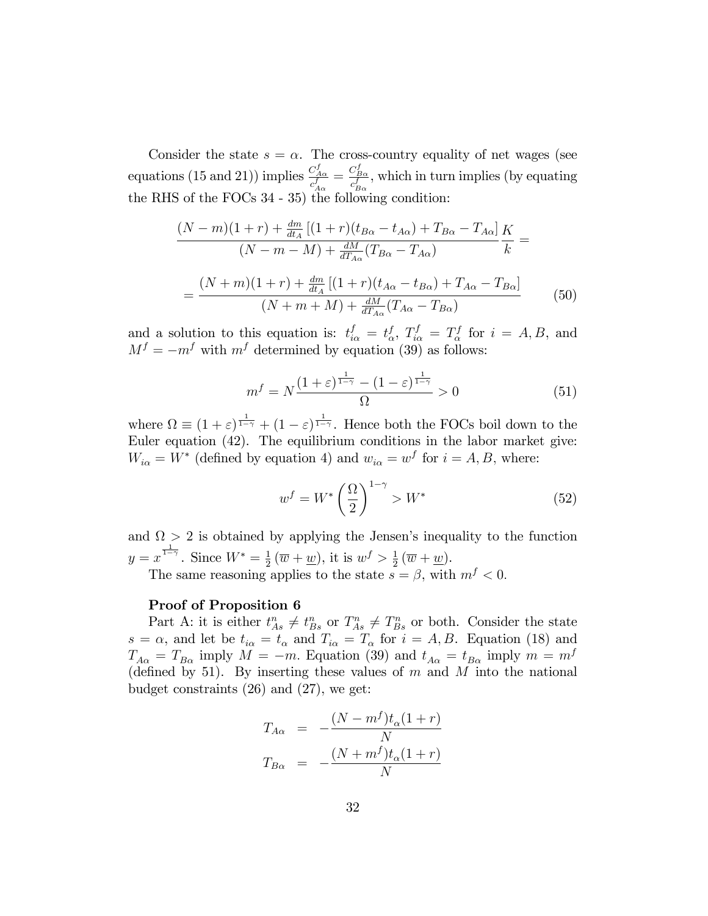Consider the state $s = \alpha$. The cross-country equality of net wages (see equations (15 and 21)) implies $\frac{C^f_{A\alpha}}{c^f_{A\alpha}} = \frac{C^f_{B\alpha}}{c^f_{B\alpha}}$, which in turn implies (by equating the RHS of the FOCs 34 - 35) the following condition:

$$\frac{(N-m)(1+r) + \frac{dm}{dt_A}\left[(1+r)(t_{B\alpha} - t_{A\alpha}) + T_{B\alpha} - T_{A\alpha}\right]}{(N-m-M) + \frac{dM}{dT_{A\alpha}}(T_{B\alpha} - T_{A\alpha})} \frac{K}{k} =$$

$$= \frac{(N+m)(1+r) + \frac{dm}{dt_A}\left[(1+r)(t_{A\alpha} - t_{B\alpha}) + T_{A\alpha} - T_{B\alpha}\right]}{(N+m+M) + \frac{dM}{dT_{A\alpha}}(T_{A\alpha} - T_{B\alpha})} \tag{50}$$

and a solution to this equation is: $t^f_{i\alpha} = t^f_\alpha$, $T^f_{i\alpha} = T^f_\alpha$ for $i = A, B$, and $M^f = -m^f$ with $m^f$ determined by equation (39) as follows:

$$m^f = N \frac{(1+\varepsilon)^{\frac{1}{1-\gamma}} - (1-\varepsilon)^{\frac{1}{1-\gamma}}}{\Omega} > 0 \tag{51}$$

where $\Omega \equiv (1+\varepsilon)^{\frac{1}{1-\gamma}} + (1-\varepsilon)^{\frac{1}{1-\gamma}}$. Hence both the FOCs boil down to the Euler equation (42). The equilibrium conditions in the labor market give: $W_{i\alpha} = W^*$ (defined by equation 4) and $w_{i\alpha} = w^f$ for $i = A, B$, where:

$$w^f = W^* \left(\frac{\Omega}{2}\right)^{1-\gamma} > W^* \tag{52}$$

and $\Omega > 2$ is obtained by applying the Jensen's inequality to the function $y = x^{\frac{1}{1-\gamma}}$. Since $W^* = \frac{1}{2}(\overline{w} + \underline{w})$, it is $w^f > \frac{1}{2}(\overline{w} + \underline{w})$.

The same reasoning applies to the state $s = \beta$, with $m^f < 0$.

**Proof of Proposition 6**

Part A: it is either $t^n_{As} \neq t^n_{Bs}$ or $T^n_{As} \neq T^n_{Bs}$ or both. Consider the state $s = \alpha$, and let be $t_{i\alpha} = t_\alpha$ and $T_{i\alpha} = T_\alpha$ for $i = A, B$. Equation (18) and $T_{A\alpha} = T_{B\alpha}$ imply $M = -m$. Equation (39) and $t_{A\alpha} = t_{B\alpha}$ imply $m = m^f$ (defined by 51). By inserting these values of $m$ and $M$ into the national budget constraints (26) and (27), we get:

$$\begin{aligned}
T_{A\alpha} &= -\frac{(N - m^f)t_\alpha(1+r)}{N} \\
T_{B\alpha} &= -\frac{(N + m^f)t_\alpha(1+r)}{N}
\end{aligned}$$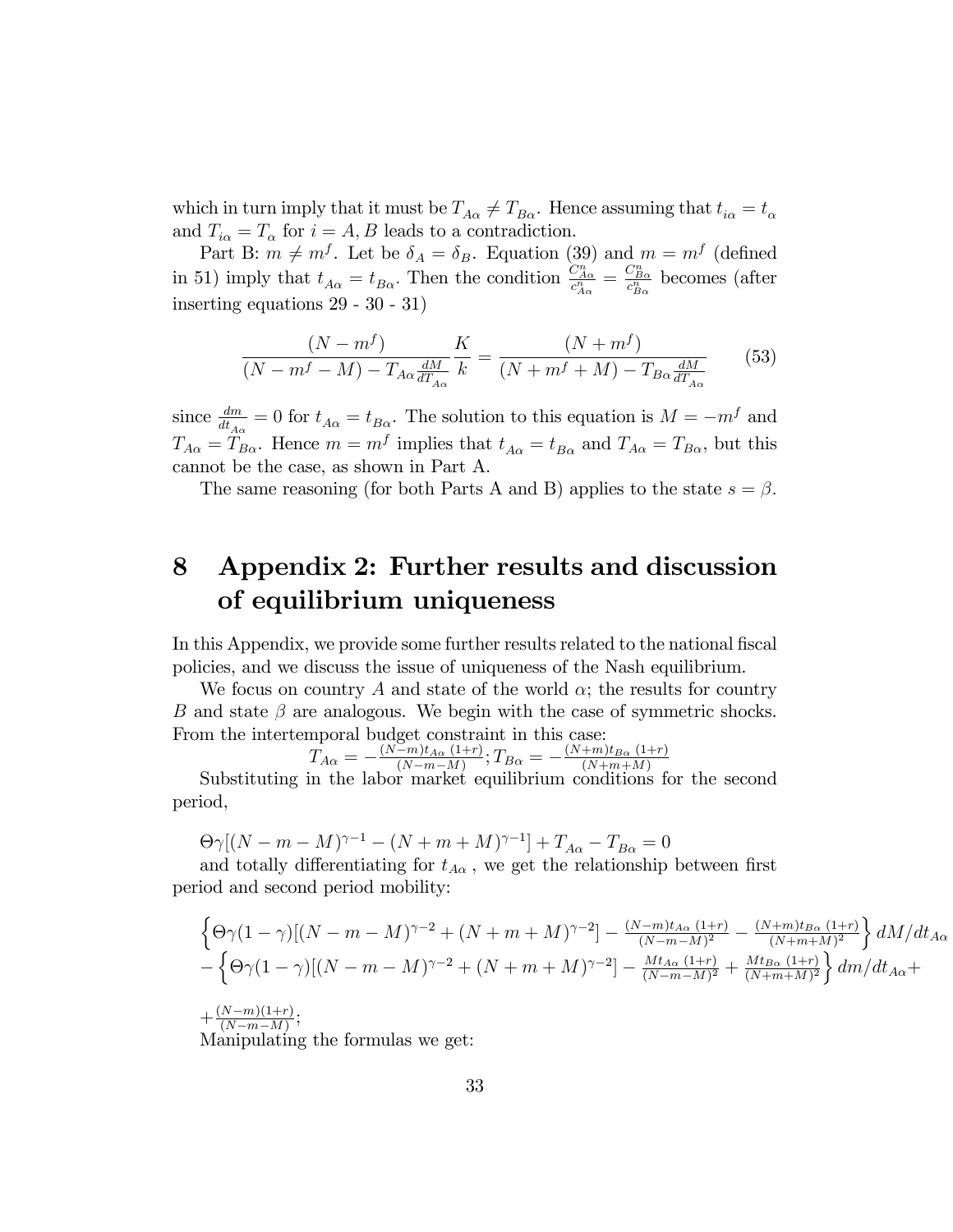which in turn imply that it must be $T_{A\alpha} \neq T_{B\alpha}$. Hence assuming that $t_{i\alpha} = t_\alpha$ and $T_{i\alpha} = T_\alpha$ for $i = A, B$ leads to a contradiction.

Part B: $m \neq m^f$. Let be $\delta_A = \delta_B$. Equation (39) and $m = m^f$ (defined in 51) imply that $t_{A\alpha} = t_{B\alpha}$. Then the condition $\frac{C^n_{A\alpha}}{c^n_{A\alpha}} = \frac{C^n_{B\alpha}}{c^n_{B\alpha}}$ becomes (after inserting equations 29 - 30 - 31)

$$\frac{(N - m^f)}{(N - m^f - M) - T_{A\alpha}\frac{dM}{dT_{A\alpha}}} \frac{K}{k} = \frac{(N + m^f)}{(N + m^f + M) - T_{B\alpha}\frac{dM}{dT_{A\alpha}}} \tag{53}$$

since $\frac{dm}{dt_{A\alpha}} = 0$ for $t_{A\alpha} = t_{B\alpha}$. The solution to this equation is $M = -m^f$ and $T_{A\alpha} = T_{B\alpha}$. Hence $m = m^f$ implies that $t_{A\alpha} = t_{B\alpha}$ and $T_{A\alpha} = T_{B\alpha}$, but this cannot be the case, as shown in Part A.

The same reasoning (for both Parts A and B) applies to the state $s = \beta$.

# 8 Appendix 2: Further results and discussion of equilibrium uniqueness

In this Appendix, we provide some further results related to the national fiscal policies, and we discuss the issue of uniqueness of the Nash equilibrium.

We focus on country $A$ and state of the world $\alpha$; the results for country $B$ and state $\beta$ are analogous. We begin with the case of symmetric shocks. From the intertemporal budget constraint in this case:

$$T_{A\alpha} = -\frac{(N-m)t_{A\alpha}(1+r)}{(N-m-M)}; T_{B\alpha} = -\frac{(N+m)t_{B\alpha}(1+r)}{(N+m+M)}$$

Substituting in the labor market equilibrium conditions for the second period,

$$\Theta\gamma[(N - m - M)^{\gamma-1} - (N + m + M)^{\gamma-1}] + T_{A\alpha} - T_{B\alpha} = 0$$

and totally differentiating for $t_{A\alpha}$, we get the relationship between first period and second period mobility:

$$\left\{\Theta\gamma(1-\gamma)[(N-m-M)^{\gamma-2} + (N+m+M)^{\gamma-2}] - \frac{(N-m)t_{A\alpha}(1+r)}{(N-m-M)^2} - \frac{(N+m)t_{B\alpha}(1+r)}{(N+m+M)^2}\right\} dM/dt_{A\alpha}$$
$$-\left\{\Theta\gamma(1-\gamma)[(N-m-M)^{\gamma-2} + (N+m+M)^{\gamma-2}] - \frac{Mt_{A\alpha}(1+r)}{(N-m-M)^2} + \frac{Mt_{B\alpha}(1+r)}{(N+m+M)^2}\right\} dm/dt_{A\alpha}+$$
$$+\frac{(N-m)(1+r)}{(N-m-M)};$$

Manipulating the formulas we get: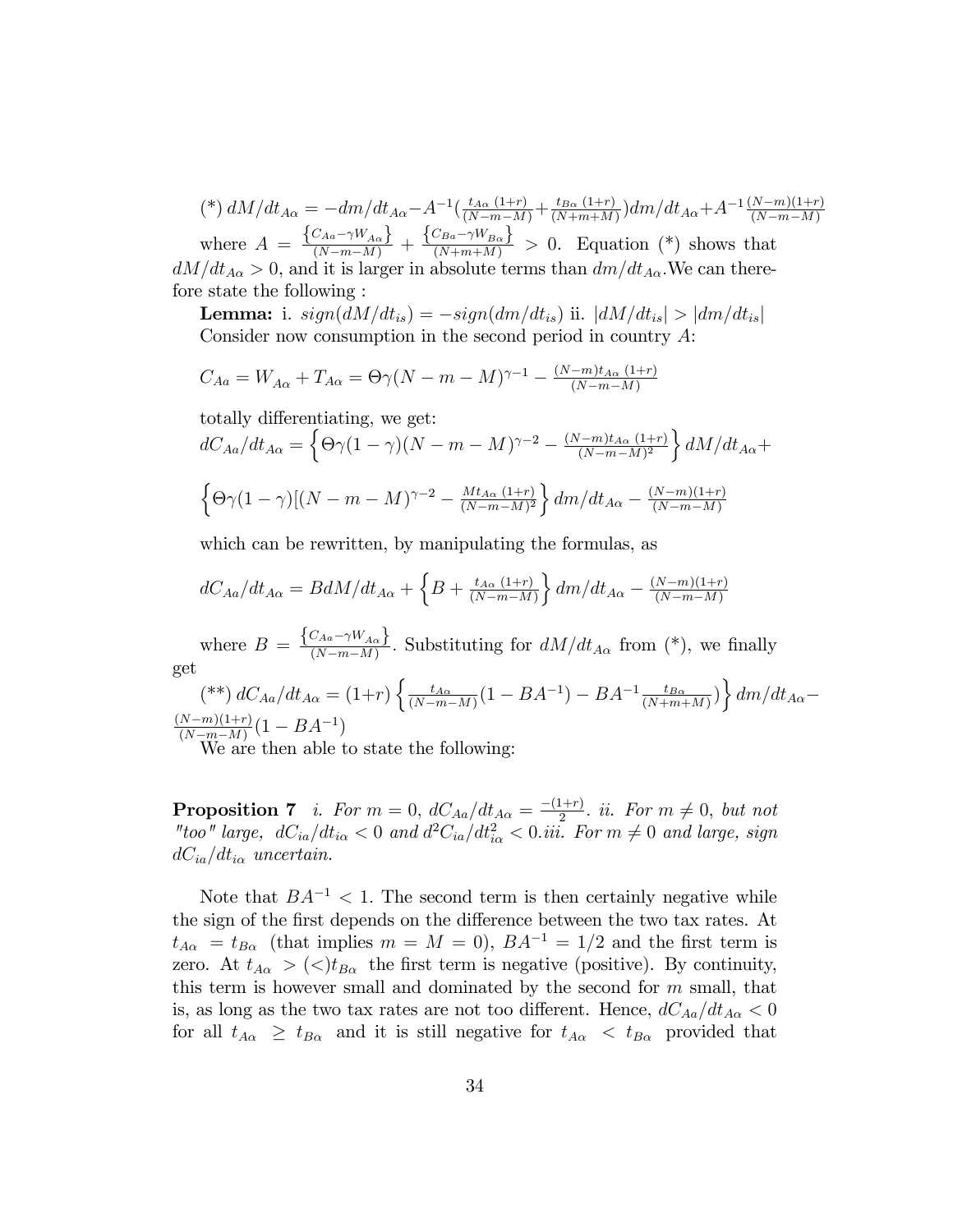(*) $dM/dt_{A\alpha} = -dm/dt_{A\alpha} - A^{-1}(\frac{t_{A\alpha}\,(1+r)}{(N-m-M)} + \frac{t_{B\alpha}\,(1+r)}{(N+m+M)})dm/dt_{A\alpha} + A^{-1}\frac{(N-m)(1+r)}{(N-m-M)}$

where $A = \frac{\{C_{Aa} - \gamma W_{A\alpha}\}}{(N-m-M)} + \frac{\{C_{Ba} - \gamma W_{B\alpha}\}}{(N+m+M)} > 0$. Equation (*) shows that $dM/dt_{A\alpha} > 0$, and it is larger in absolute terms than $dm/dt_{A\alpha}$.We can therefore state the following :

**Lemma:** i. $sign(dM/dt_{is}) = -sign(dm/dt_{is})$ ii. $|dM/dt_{is}| > |dm/dt_{is}|$

Consider now consumption in the second period in country $A$:

$$C_{Aa} = W_{A\alpha} + T_{A\alpha} = \Theta\gamma(N-m-M)^{\gamma-1} - \frac{(N-m)t_{A\alpha}\,(1+r)}{(N-m-M)}$$

totally differentiating, we get:

$$dC_{Aa}/dt_{A\alpha} = \left\{\Theta\gamma(1-\gamma)(N-m-M)^{\gamma-2} - \frac{(N-m)t_{A\alpha}\,(1+r)}{(N-m-M)^2}\right\} dM/dt_{A\alpha} +$$

$$\left\{\Theta\gamma(1-\gamma)[(N-m-M)^{\gamma-2} - \frac{Mt_{A\alpha}\,(1+r)}{(N-m-M)^2}\right\} dm/dt_{A\alpha} - \frac{(N-m)(1+r)}{(N-m-M)}$$

which can be rewritten, by manipulating the formulas, as

$$dC_{Aa}/dt_{A\alpha} = BdM/dt_{A\alpha} + \left\{B + \frac{t_{A\alpha}\,(1+r)}{(N-m-M)}\right\} dm/dt_{A\alpha} - \frac{(N-m)(1+r)}{(N-m-M)}$$

where $B = \frac{\{C_{Aa} - \gamma W_{A\alpha}\}}{(N-m-M)}$. Substituting for $dM/dt_{A\alpha}$ from (*), we finally get

(**) $dC_{Aa}/dt_{A\alpha} = (1+r)\left\{\frac{t_{A\alpha}}{(N-m-M)}(1 - BA^{-1}) - BA^{-1}\frac{t_{B\alpha}}{(N+m+M)})\right\} dm/dt_{A\alpha} - \frac{(N-m)(1+r)}{(N-m-M)}(1 - BA^{-1})$

We are then able to state the following:

**Proposition 7** *i. For $m = 0$, $dC_{Aa}/dt_{A\alpha} = \frac{-(1+r)}{2}$. ii. For $m \neq 0$, but not "too" large, $dC_{ia}/dt_{i\alpha} < 0$ and $d^2C_{ia}/dt_{i\alpha}^2 < 0$.iii. For $m \neq 0$ and large, sign $dC_{ia}/dt_{i\alpha}$ uncertain.*

Note that $BA^{-1} < 1$. The second term is then certainly negative while the sign of the first depends on the difference between the two tax rates. At $t_{A\alpha} = t_{B\alpha}$ (that implies $m = M = 0$), $BA^{-1} = 1/2$ and the first term is zero. At $t_{A\alpha} > (<) t_{B\alpha}$ the first term is negative (positive). By continuity, this term is however small and dominated by the second for $m$ small, that is, as long as the two tax rates are not too different. Hence, $dC_{Aa}/dt_{A\alpha} < 0$ for all $t_{A\alpha} \geq t_{B\alpha}$ and it is still negative for $t_{A\alpha} < t_{B\alpha}$ provided that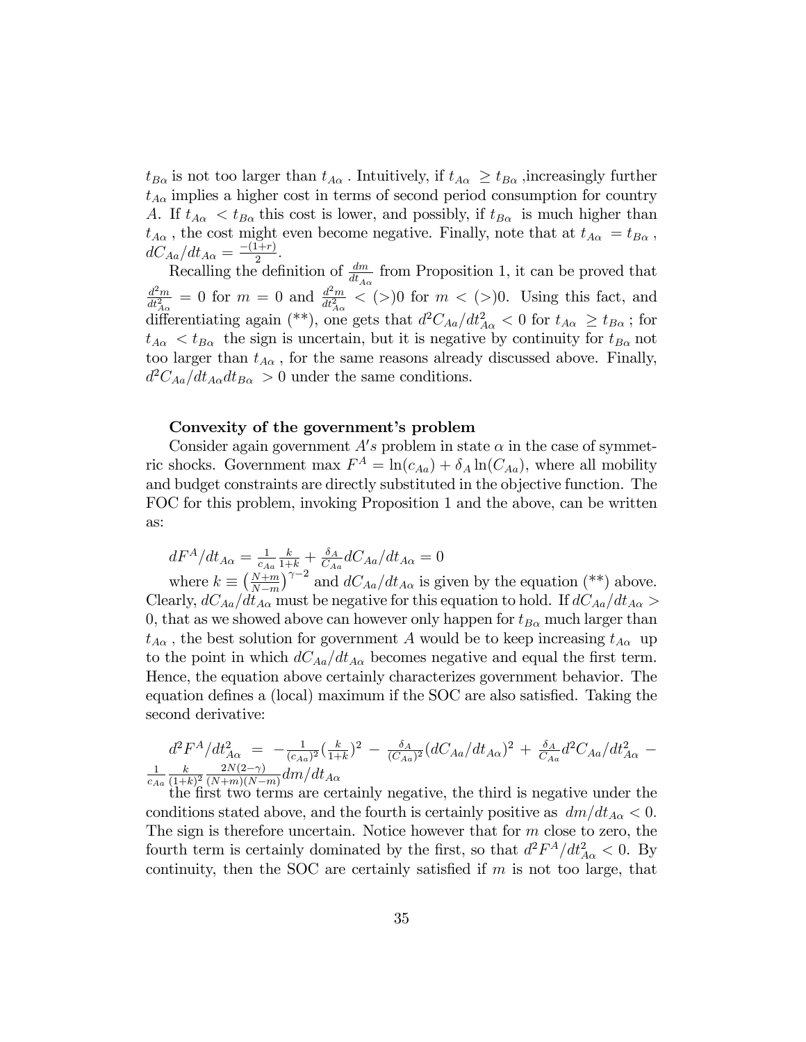$t_{B\alpha}$ is not too larger than $t_{A\alpha}$. Intuitively, if $t_{A\alpha} \geq t_{B\alpha}$ ,increasingly further $t_{A\alpha}$ implies a higher cost in terms of second period consumption for country $A$. If $t_{A\alpha} < t_{B\alpha}$ this cost is lower, and possibly, if $t_{B\alpha}$ is much higher than $t_{A\alpha}$, the cost might even become negative. Finally, note that at $t_{A\alpha} = t_{B\alpha}$, $dC_{Aa}/dt_{A\alpha} = \frac{-(1+r)}{2}$.

Recalling the definition of $\frac{dm}{dt_{A\alpha}}$ from Proposition 1, it can be proved that $\frac{d^2m}{dt_{A\alpha}^2} = 0$ for $m = 0$ and $\frac{d^2m}{dt_{A\alpha}^2} < (>)0$ for $m < (>)0$. Using this fact, and differentiating again (\*\*), one gets that $d^2C_{Aa}/dt_{A\alpha}^2 < 0$ for $t_{A\alpha} \geq t_{B\alpha}$; for $t_{A\alpha} < t_{B\alpha}$ the sign is uncertain, but it is negative by continuity for $t_{B\alpha}$ not too larger than $t_{A\alpha}$, for the same reasons already discussed above. Finally, $d^2C_{Aa}/dt_{A\alpha}dt_{B\alpha} > 0$ under the same conditions.

**Convexity of the government's problem**

Consider again government $A's$ problem in state $\alpha$ in the case of symmetric shocks. Government max $F^A = \ln(c_{Aa}) + \delta_A \ln(C_{Aa})$, where all mobility and budget constraints are directly substituted in the objective function. The FOC for this problem, invoking Proposition 1 and the above, can be written as:

$$dF^A/dt_{A\alpha} = \frac{1}{c_{Aa}}\frac{k}{1+k} + \frac{\delta_A}{C_{Aa}}dC_{Aa}/dt_{A\alpha} = 0$$

where $k \equiv \left(\frac{N+m}{N-m}\right)^{\gamma-2}$ and $dC_{Aa}/dt_{A\alpha}$ is given by the equation (\*\*) above. Clearly, $dC_{Aa}/dt_{A\alpha}$ must be negative for this equation to hold. If $dC_{Aa}/dt_{A\alpha} > 0$, that as we showed above can however only happen for $t_{B\alpha}$ much larger than $t_{A\alpha}$, the best solution for government $A$ would be to keep increasing $t_{A\alpha}$ up to the point in which $dC_{Aa}/dt_{A\alpha}$ becomes negative and equal the first term. Hence, the equation above certainly characterizes government behavior. The equation defines a (local) maximum if the SOC are also satisfied. Taking the second derivative:

$$d^2F^A/dt_{A\alpha}^2 = -\frac{1}{(c_{Aa})^2}\left(\frac{k}{1+k}\right)^2 - \frac{\delta_A}{(C_{Aa})^2}(dC_{Aa}/dt_{A\alpha})^2 + \frac{\delta_A}{C_{Aa}}d^2C_{Aa}/dt_{A\alpha}^2 - \frac{1}{c_{Aa}}\frac{k}{(1+k)^2}\frac{2N(2-\gamma)}{(N+m)(N-m)}dm/dt_{A\alpha}$$

the first two terms are certainly negative, the third is negative under the conditions stated above, and the fourth is certainly positive as $dm/dt_{A\alpha} < 0$. The sign is therefore uncertain. Notice however that for $m$ close to zero, the fourth term is certainly dominated by the first, so that $d^2F^A/dt_{A\alpha}^2 < 0$. By continuity, then the SOC are certainly satisfied if $m$ is not too large, that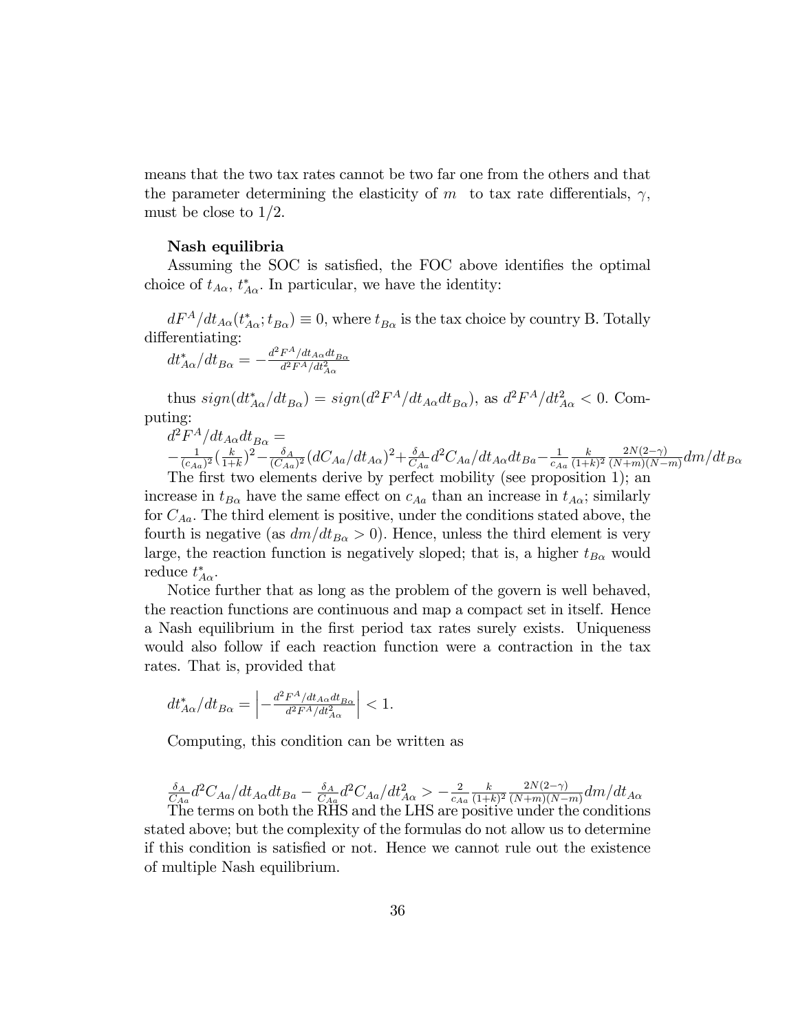means that the two tax rates cannot be two far one from the others and that the parameter determining the elasticity of $m$ to tax rate differentials, $\gamma$, must be close to 1/2.

**Nash equilibria**

Assuming the SOC is satisfied, the FOC above identifies the optimal choice of $t_{A\alpha}$, $t^*_{A\alpha}$. In particular, we have the identity:

$dF^A/dt_{A\alpha}(t^*_{A\alpha}; t_{B\alpha}) \equiv 0$, where $t_{B\alpha}$ is the tax choice by country B. Totally differentiating:

$dt^*_{A\alpha}/dt_{B\alpha} = -\frac{d^2F^A/dt_{A\alpha}dt_{B\alpha}}{d^2F^A/dt^2_{A\alpha}}$

thus $sign(dt^*_{A\alpha}/dt_{B\alpha}) = sign(d^2F^A/dt_{A\alpha}dt_{B\alpha})$, as $d^2F^A/dt^2_{A\alpha} < 0$. Computing:

$d^2F^A/dt_{A\alpha}dt_{B\alpha} =$

$-\frac{1}{(c_{Aa})^2}(\frac{k}{1+k})^2 - \frac{\delta_A}{(C_{Aa})^2}(dC_{Aa}/dt_{A\alpha})^2 + \frac{\delta_A}{C_{Aa}}d^2C_{Aa}/dt_{A\alpha}dt_{Ba} - \frac{1}{c_{Aa}}\frac{k}{(1+k)^2}\frac{2N(2-\gamma)}{(N+m)(N-m)}dm/dt_{B\alpha}$

The first two elements derive by perfect mobility (see proposition 1); an increase in $t_{B\alpha}$ have the same effect on $c_{Aa}$ than an increase in $t_{A\alpha}$; similarly for $C_{Aa}$. The third element is positive, under the conditions stated above, the fourth is negative (as $dm/dt_{B\alpha} > 0$). Hence, unless the third element is very large, the reaction function is negatively sloped; that is, a higher $t_{B\alpha}$ would reduce $t^*_{A\alpha}$.

Notice further that as long as the problem of the govern is well behaved, the reaction functions are continuous and map a compact set in itself. Hence a Nash equilibrium in the first period tax rates surely exists. Uniqueness would also follow if each reaction function were a contraction in the tax rates. That is, provided that

$dt^*_{A\alpha}/dt_{B\alpha} = \left| -\frac{d^2F^A/dt_{A\alpha}dt_{B\alpha}}{d^2F^A/dt^2_{A\alpha}} \right| < 1.$

Computing, this condition can be written as

$\frac{\delta_A}{C_{Aa}}d^2C_{Aa}/dt_{A\alpha}dt_{Ba} - \frac{\delta_A}{C_{Aa}}d^2C_{Aa}/dt^2_{A\alpha} > -\frac{2}{c_{Aa}}\frac{k}{(1+k)^2}\frac{2N(2-\gamma)}{(N+m)(N-m)}dm/dt_{A\alpha}$

The terms on both the RHS and the LHS are positive under the conditions stated above; but the complexity of the formulas do not allow us to determine if this condition is satisfied or not. Hence we cannot rule out the existence of multiple Nash equilibrium.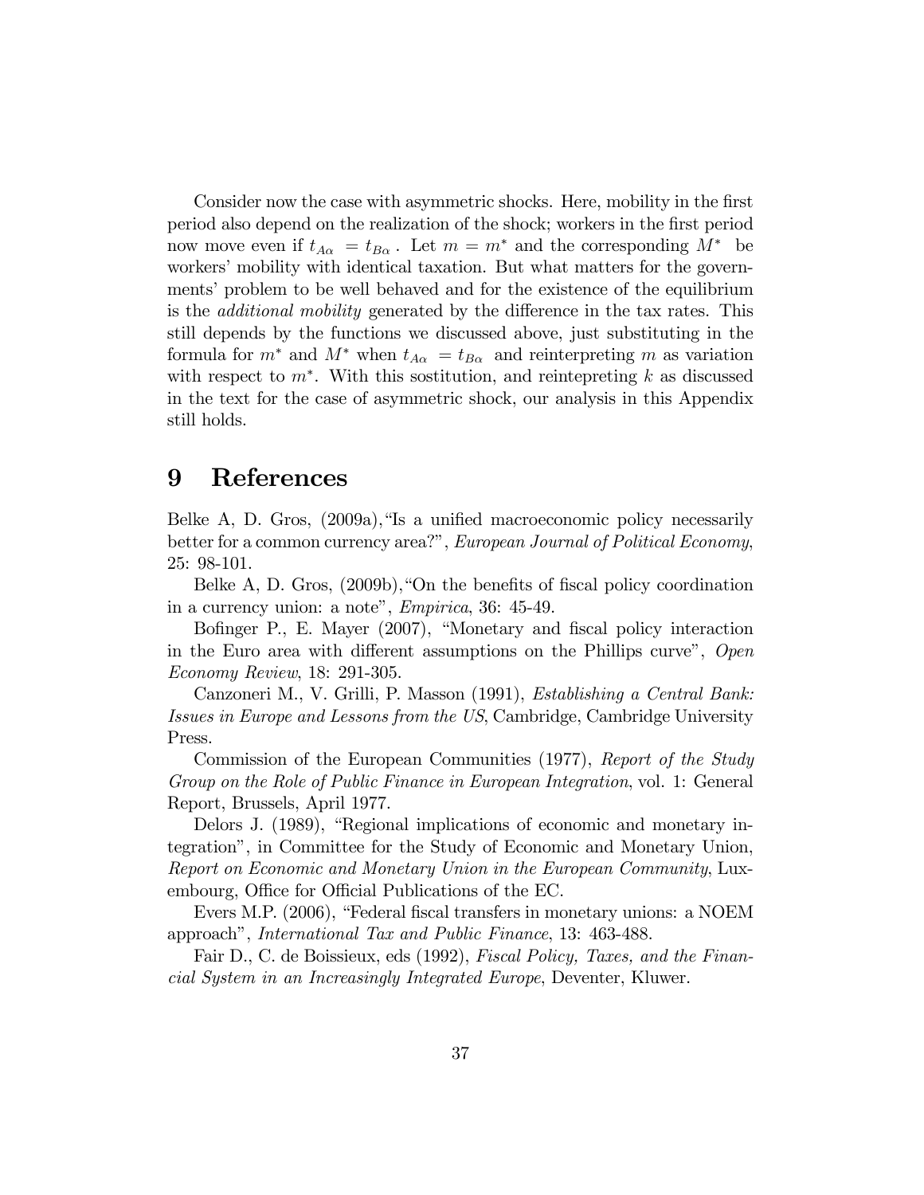Consider now the case with asymmetric shocks. Here, mobility in the first period also depend on the realization of the shock; workers in the first period now move even if $t_{A\alpha} = t_{B\alpha}$. Let $m = m^*$ and the corresponding $M^*$ be workers' mobility with identical taxation. But what matters for the governments' problem to be well behaved and for the existence of the equilibrium is the *additional mobility* generated by the difference in the tax rates. This still depends by the functions we discussed above, just substituting in the formula for $m^*$ and $M^*$ when $t_{A\alpha} = t_{B\alpha}$ and reinterpreting $m$ as variation with respect to $m^*$. With this sostitution, and reintepreting $k$ as discussed in the text for the case of asymmetric shock, our analysis in this Appendix still holds.

# 9 References

Belke A, D. Gros, (2009a),"Is a unified macroeconomic policy necessarily better for a common currency area?", *European Journal of Political Economy*, 25: 98-101.

Belke A, D. Gros, (2009b),"On the benefits of fiscal policy coordination in a currency union: a note", *Empirica*, 36: 45-49.

Bofinger P., E. Mayer (2007), "Monetary and fiscal policy interaction in the Euro area with different assumptions on the Phillips curve", *Open Economy Review*, 18: 291-305.

Canzoneri M., V. Grilli, P. Masson (1991), *Establishing a Central Bank: Issues in Europe and Lessons from the US*, Cambridge, Cambridge University Press.

Commission of the European Communities (1977), *Report of the Study Group on the Role of Public Finance in European Integration*, vol. 1: General Report, Brussels, April 1977.

Delors J. (1989), "Regional implications of economic and monetary integration", in Committee for the Study of Economic and Monetary Union, *Report on Economic and Monetary Union in the European Community*, Luxembourg, Office for Official Publications of the EC.

Evers M.P. (2006), "Federal fiscal transfers in monetary unions: a NOEM approach", *International Tax and Public Finance*, 13: 463-488.

Fair D., C. de Boissieux, eds (1992), *Fiscal Policy, Taxes, and the Financial System in an Increasingly Integrated Europe*, Deventer, Kluwer.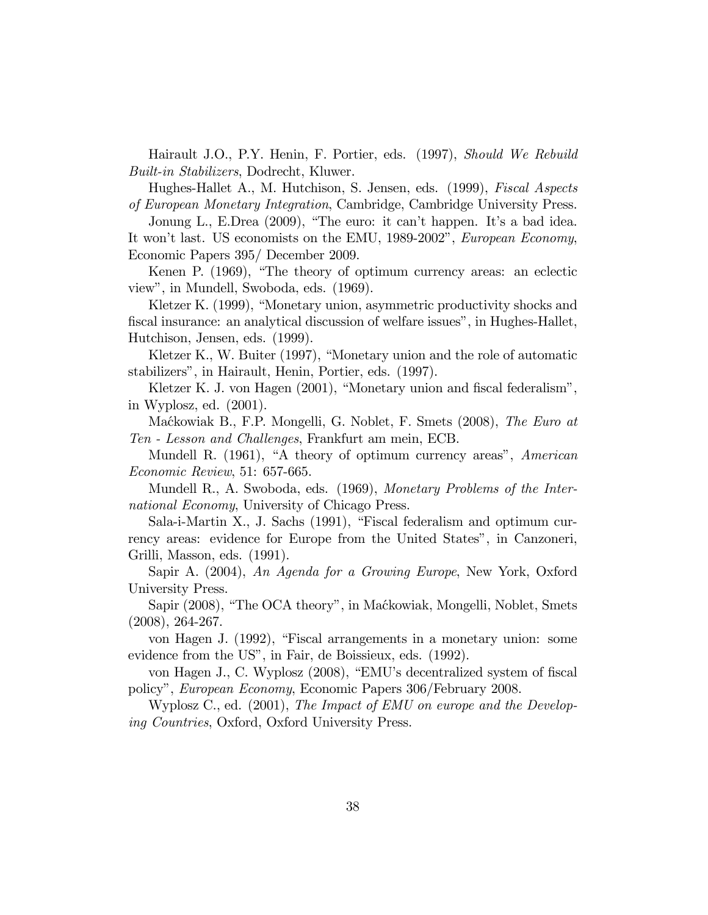Hairault J.O., P.Y. Henin, F. Portier, eds. (1997), *Should We Rebuild Built-in Stabilizers*, Dodrecht, Kluwer.

Hughes-Hallet A., M. Hutchison, S. Jensen, eds. (1999), *Fiscal Aspects of European Monetary Integration*, Cambridge, Cambridge University Press.

Jonung L., E.Drea (2009), "The euro: it can't happen. It's a bad idea. It won't last. US economists on the EMU, 1989-2002", *European Economy*, Economic Papers 395/ December 2009.

Kenen P. (1969), "The theory of optimum currency areas: an eclectic view", in Mundell, Swoboda, eds. (1969).

Kletzer K. (1999), "Monetary union, asymmetric productivity shocks and fiscal insurance: an analytical discussion of welfare issues", in Hughes-Hallet, Hutchison, Jensen, eds. (1999).

Kletzer K., W. Buiter (1997), "Monetary union and the role of automatic stabilizers", in Hairault, Henin, Portier, eds. (1997).

Kletzer K. J. von Hagen (2001), "Monetary union and fiscal federalism", in Wyplosz, ed. (2001).

Maćkowiak B., F.P. Mongelli, G. Noblet, F. Smets (2008), *The Euro at Ten - Lesson and Challenges*, Frankfurt am mein, ECB.

Mundell R. (1961), "A theory of optimum currency areas", *American Economic Review*, 51: 657-665.

Mundell R., A. Swoboda, eds. (1969), *Monetary Problems of the International Economy*, University of Chicago Press.

Sala-i-Martin X., J. Sachs (1991), "Fiscal federalism and optimum currency areas: evidence for Europe from the United States", in Canzoneri, Grilli, Masson, eds. (1991).

Sapir A. (2004), *An Agenda for a Growing Europe*, New York, Oxford University Press.

Sapir (2008), "The OCA theory", in Maćkowiak, Mongelli, Noblet, Smets (2008), 264-267.

von Hagen J. (1992), "Fiscal arrangements in a monetary union: some evidence from the US", in Fair, de Boissieux, eds. (1992).

von Hagen J., C. Wyplosz (2008), "EMU's decentralized system of fiscal policy", *European Economy*, Economic Papers 306/February 2008.

Wyplosz C., ed. (2001), *The Impact of EMU on europe and the Developing Countries*, Oxford, Oxford University Press.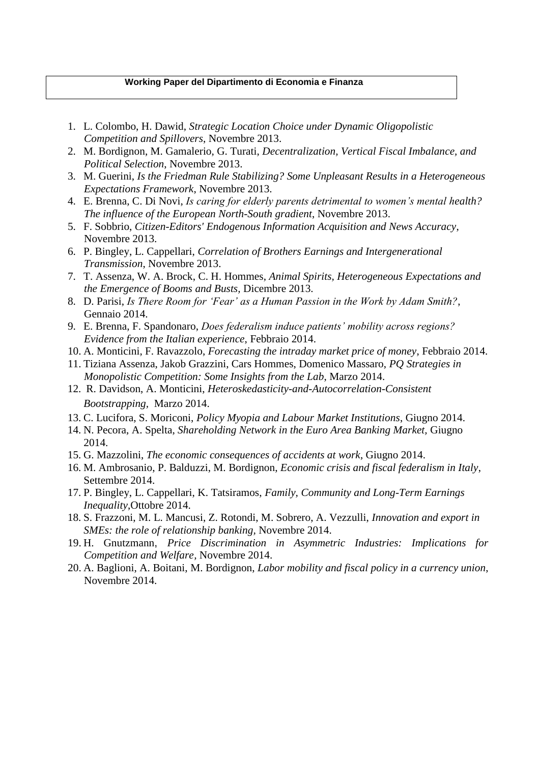**Working Paper del Dipartimento di Economia e Finanza**

1. L. Colombo, H. Dawid, *Strategic Location Choice under Dynamic Oligopolistic Competition and Spillovers*, Novembre 2013.
2. M. Bordignon, M. Gamalerio, G. Turati, *Decentralization, Vertical Fiscal Imbalance, and Political Selection*, Novembre 2013.
3. M. Guerini, *Is the Friedman Rule Stabilizing? Some Unpleasant Results in a Heterogeneous Expectations Framework*, Novembre 2013.
4. E. Brenna, C. Di Novi, *Is caring for elderly parents detrimental to women's mental health? The influence of the European North-South gradient*, Novembre 2013.
5. F. Sobbrio, *Citizen-Editors' Endogenous Information Acquisition and News Accuracy*, Novembre 2013.
6. P. Bingley, L. Cappellari, *Correlation of Brothers Earnings and Intergenerational Transmission*, Novembre 2013.
7. T. Assenza, W. A. Brock, C. H. Hommes, *Animal Spirits, Heterogeneous Expectations and the Emergence of Booms and Busts*, Dicembre 2013.
8. D. Parisi, *Is There Room for 'Fear' as a Human Passion in the Work by Adam Smith?*, Gennaio 2014.
9. E. Brenna, F. Spandonaro, *Does federalism induce patients' mobility across regions? Evidence from the Italian experience*, Febbraio 2014.
10. A. Monticini, F. Ravazzolo, *Forecasting the intraday market price of money*, Febbraio 2014.
11. Tiziana Assenza, Jakob Grazzini, Cars Hommes, Domenico Massaro, *PQ Strategies in Monopolistic Competition: Some Insights from the Lab*, Marzo 2014.
12. R. Davidson, A. Monticini, *Heteroskedasticity-and-Autocorrelation-Consistent Bootstrapping*, Marzo 2014.
13. C. Lucifora, S. Moriconi, *Policy Myopia and Labour Market Institutions*, Giugno 2014.
14. N. Pecora, A. Spelta, *Shareholding Network in the Euro Area Banking Market*, Giugno 2014.
15. G. Mazzolini, *The economic consequences of accidents at work*, Giugno 2014.
16. M. Ambrosanio, P. Balduzzi, M. Bordignon, *Economic crisis and fiscal federalism in Italy*, Settembre 2014.
17. P. Bingley, L. Cappellari, K. Tatsiramos, *Family, Community and Long-Term Earnings Inequality*,Ottobre 2014.
18. S. Frazzoni, M. L. Mancusi, Z. Rotondi, M. Sobrero, A. Vezzulli, *Innovation and export in SMEs: the role of relationship banking*, Novembre 2014.
19. H. Gnutzmann, *Price Discrimination in Asymmetric Industries: Implications for Competition and Welfare*, Novembre 2014.
20. A. Baglioni, A. Boitani, M. Bordignon, *Labor mobility and fiscal policy in a currency union*, Novembre 2014.